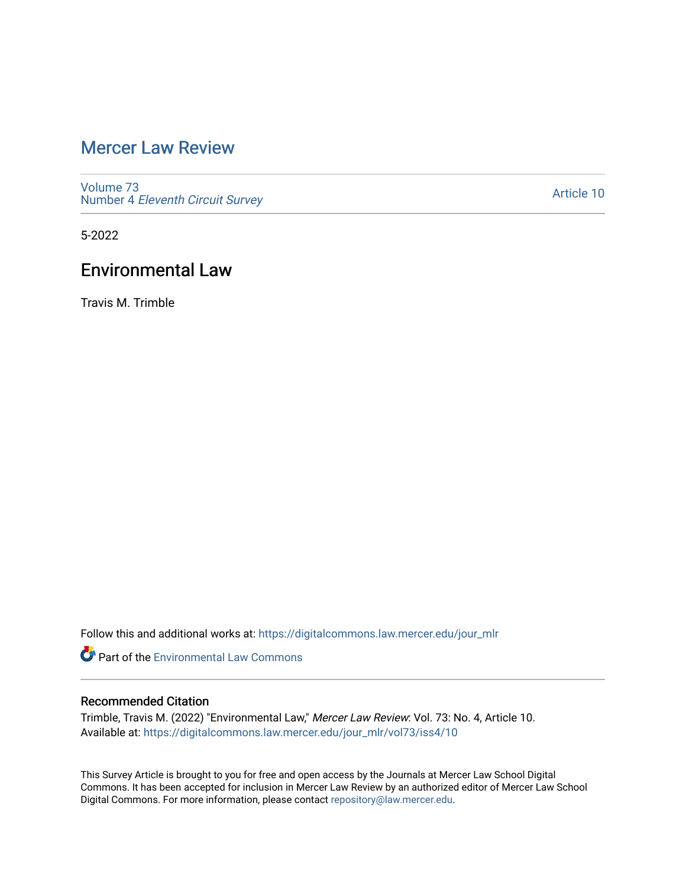# Mercer Law Review

Volume 73
Number 4 *Eleventh Circuit Survey*

Article 10

5-2022

## Environmental Law

Travis M. Trimble

Follow this and additional works at: https://digitalcommons.law.mercer.edu/jour_mlr

Part of the Environmental Law Commons

### Recommended Citation

Trimble, Travis M. (2022) "Environmental Law," *Mercer Law Review*: Vol. 73: No. 4, Article 10.
Available at: https://digitalcommons.law.mercer.edu/jour_mlr/vol73/iss4/10

This Survey Article is brought to you for free and open access by the Journals at Mercer Law School Digital Commons. It has been accepted for inclusion in Mercer Law Review by an authorized editor of Mercer Law School Digital Commons. For more information, please contact repository@law.mercer.edu.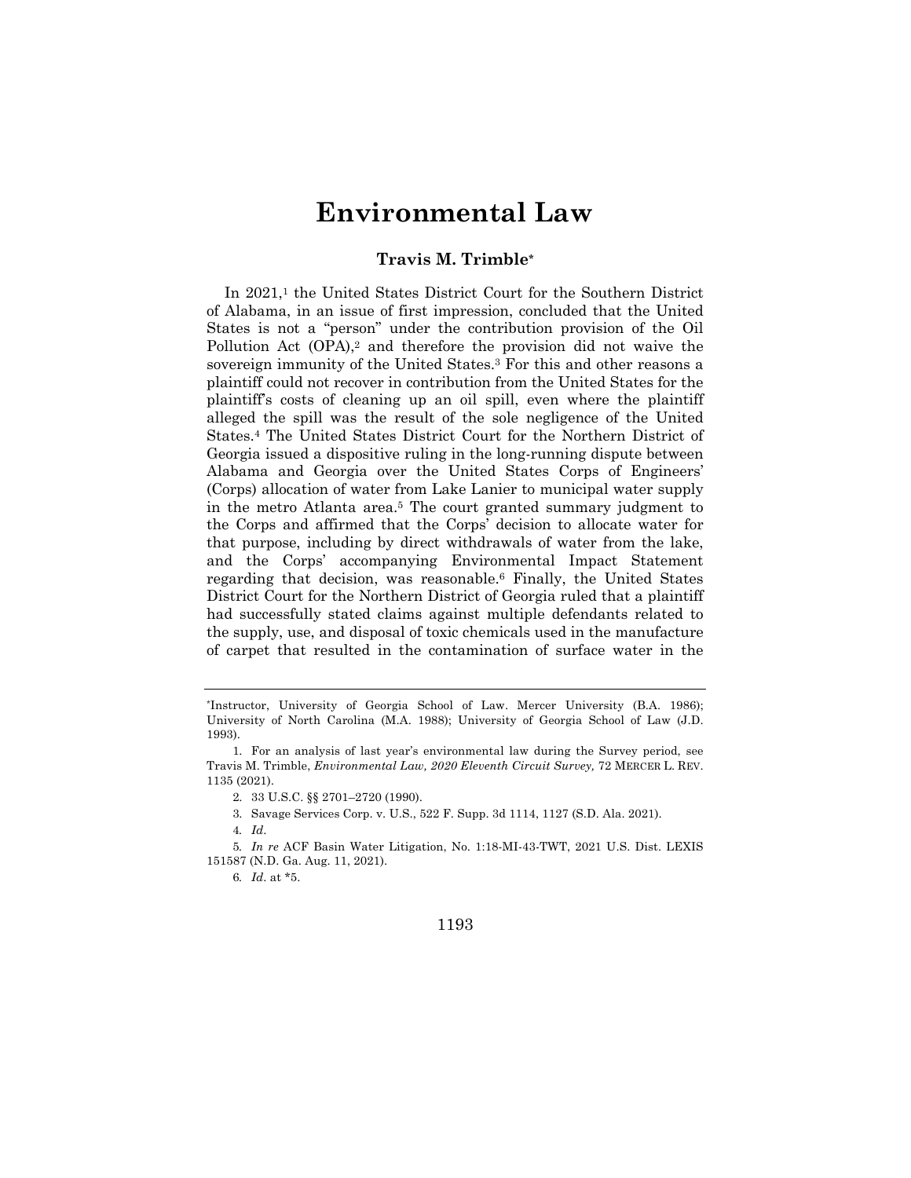# Environmental Law

**Travis M. Trimble***

In 2021,[1] the United States District Court for the Southern District of Alabama, in an issue of first impression, concluded that the United States is not a "person" under the contribution provision of the Oil Pollution Act (OPA),[2] and therefore the provision did not waive the sovereign immunity of the United States.[3] For this and other reasons a plaintiff could not recover in contribution from the United States for the plaintiff's costs of cleaning up an oil spill, even where the plaintiff alleged the spill was the result of the sole negligence of the United States.[4] The United States District Court for the Northern District of Georgia issued a dispositive ruling in the long-running dispute between Alabama and Georgia over the United States Corps of Engineers' (Corps) allocation of water from Lake Lanier to municipal water supply in the metro Atlanta area.[5] The court granted summary judgment to the Corps and affirmed that the Corps' decision to allocate water for that purpose, including by direct withdrawals of water from the lake, and the Corps' accompanying Environmental Impact Statement regarding that decision, was reasonable.[6] Finally, the United States District Court for the Northern District of Georgia ruled that a plaintiff had successfully stated claims against multiple defendants related to the supply, use, and disposal of toxic chemicals used in the manufacture of carpet that resulted in the contamination of surface water in the

---

*Instructor, University of Georgia School of Law. Mercer University (B.A. 1986); University of North Carolina (M.A. 1988); University of Georgia School of Law (J.D. 1993).

1. For an analysis of last year's environmental law during the Survey period, see Travis M. Trimble, *Environmental Law, 2020 Eleventh Circuit Survey,* 72 MERCER L. REV. 1135 (2021).

2. 33 U.S.C. §§ 2701–2720 (1990).

3. Savage Services Corp. v. U.S., 522 F. Supp. 3d 1114, 1127 (S.D. Ala. 2021).

4. *Id*.

5. *In re* ACF Basin Water Litigation, No. 1:18-MI-43-TWT, 2021 U.S. Dist. LEXIS 151587 (N.D. Ga. Aug. 11, 2021).

6. *Id*. at *5.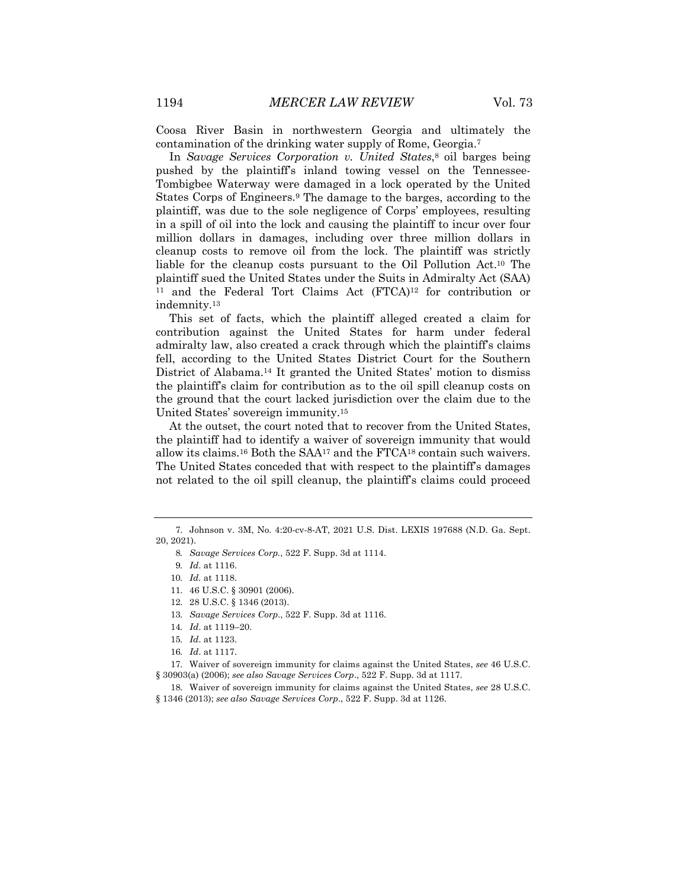Coosa River Basin in northwestern Georgia and ultimately the contamination of the drinking water supply of Rome, Georgia.[7]

In *Savage Services Corporation v. United States*,[8] oil barges being pushed by the plaintiff's inland towing vessel on the Tennessee-Tombigbee Waterway were damaged in a lock operated by the United States Corps of Engineers.[9] The damage to the barges, according to the plaintiff, was due to the sole negligence of Corps' employees, resulting in a spill of oil into the lock and causing the plaintiff to incur over four million dollars in damages, including over three million dollars in cleanup costs to remove oil from the lock. The plaintiff was strictly liable for the cleanup costs pursuant to the Oil Pollution Act.[10] The plaintiff sued the United States under the Suits in Admiralty Act (SAA)[11] and the Federal Tort Claims Act (FTCA)[12] for contribution or indemnity.[13]

This set of facts, which the plaintiff alleged created a claim for contribution against the United States for harm under federal admiralty law, also created a crack through which the plaintiff's claims fell, according to the United States District Court for the Southern District of Alabama.[14] It granted the United States' motion to dismiss the plaintiff's claim for contribution as to the oil spill cleanup costs on the ground that the court lacked jurisdiction over the claim due to the United States' sovereign immunity.[15]

At the outset, the court noted that to recover from the United States, the plaintiff had to identify a waiver of sovereign immunity that would allow its claims.[16] Both the SAA[17] and the FTCA[18] contain such waivers. The United States conceded that with respect to the plaintiff's damages not related to the oil spill cleanup, the plaintiff's claims could proceed

---

7. Johnson v. 3M, No. 4:20-cv-8-AT, 2021 U.S. Dist. LEXIS 197688 (N.D. Ga. Sept. 20, 2021).

8. *Savage Services Corp.*, 522 F. Supp. 3d at 1114.

9. *Id.* at 1116.

10. *Id.* at 1118.

11. 46 U.S.C. § 30901 (2006).

12. 28 U.S.C. § 1346 (2013).

13. *Savage Services Corp.*, 522 F. Supp. 3d at 1116.

14. *Id.* at 1119–20.

15. *Id.* at 1123.

16. *Id.* at 1117.

17. Waiver of sovereign immunity for claims against the United States, *see* 46 U.S.C. § 30903(a) (2006); *see also Savage Services Corp.*, 522 F. Supp. 3d at 1117.

18. Waiver of sovereign immunity for claims against the United States, *see* 28 U.S.C. § 1346 (2013); *see also Savage Services Corp.*, 522 F. Supp. 3d at 1126.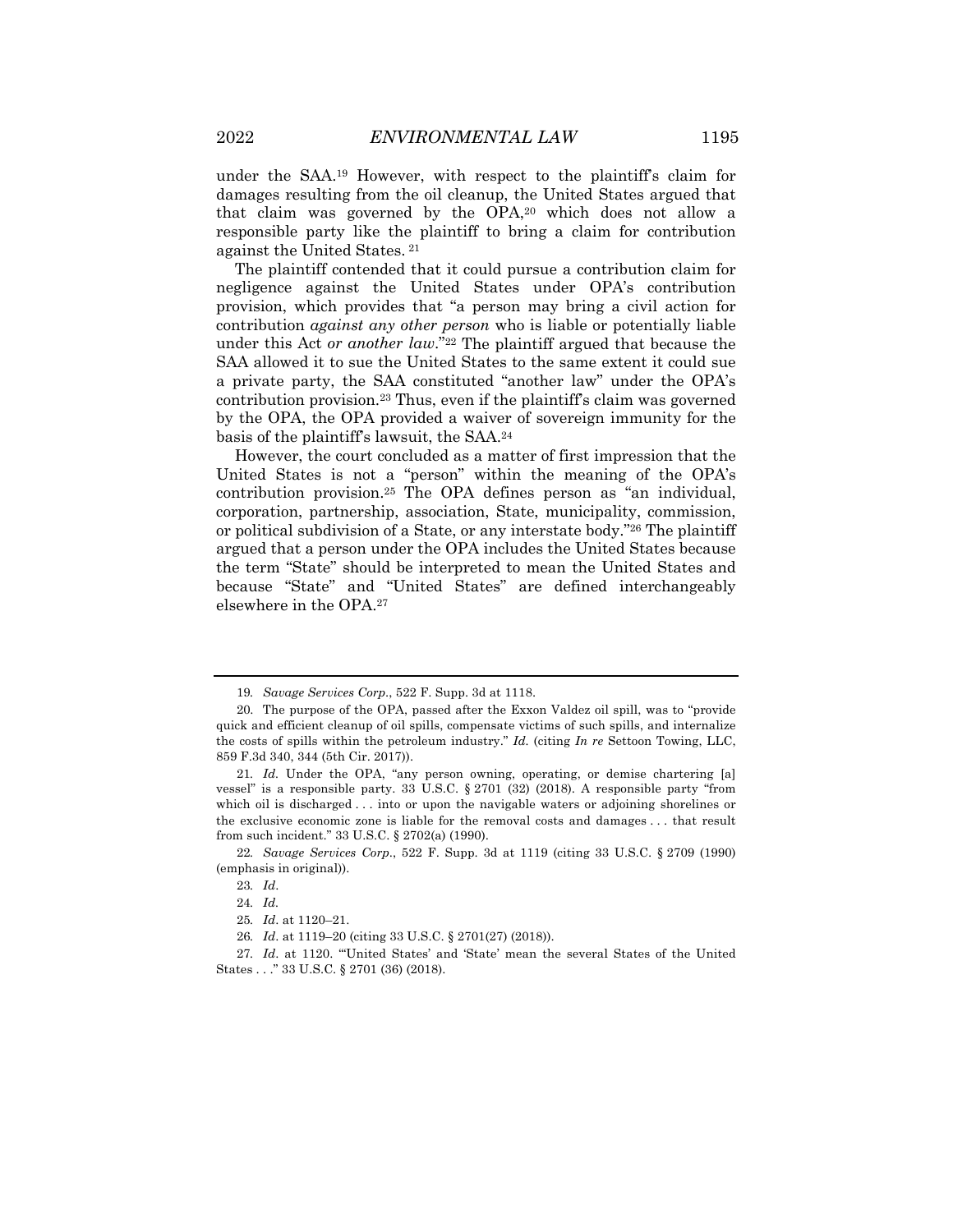under the SAA.[19] However, with respect to the plaintiff's claim for damages resulting from the oil cleanup, the United States argued that that claim was governed by the OPA,[20] which does not allow a responsible party like the plaintiff to bring a claim for contribution against the United States. [21]

The plaintiff contended that it could pursue a contribution claim for negligence against the United States under OPA's contribution provision, which provides that "a person may bring a civil action for contribution *against any other person* who is liable or potentially liable under this Act *or another law*."[22] The plaintiff argued that because the SAA allowed it to sue the United States to the same extent it could sue a private party, the SAA constituted "another law" under the OPA's contribution provision.[23] Thus, even if the plaintiff's claim was governed by the OPA, the OPA provided a waiver of sovereign immunity for the basis of the plaintiff's lawsuit, the SAA.[24]

However, the court concluded as a matter of first impression that the United States is not a "person" within the meaning of the OPA's contribution provision.[25] The OPA defines person as "an individual, corporation, partnership, association, State, municipality, commission, or political subdivision of a State, or any interstate body."[26] The plaintiff argued that a person under the OPA includes the United States because the term "State" should be interpreted to mean the United States and because "State" and "United States" are defined interchangeably elsewhere in the OPA.[27]

---

19. *Savage Services Corp.*, 522 F. Supp. 3d at 1118.

20. The purpose of the OPA, passed after the Exxon Valdez oil spill, was to "provide quick and efficient cleanup of oil spills, compensate victims of such spills, and internalize the costs of spills within the petroleum industry." *Id.* (citing *In re* Settoon Towing, LLC, 859 F.3d 340, 344 (5th Cir. 2017)).

21. *Id.* Under the OPA, "any person owning, operating, or demise chartering [a] vessel" is a responsible party. 33 U.S.C. § 2701 (32) (2018). A responsible party "from which oil is discharged . . . into or upon the navigable waters or adjoining shorelines or the exclusive economic zone is liable for the removal costs and damages . . . that result from such incident." 33 U.S.C. § 2702(a) (1990).

22. *Savage Services Corp.*, 522 F. Supp. 3d at 1119 (citing 33 U.S.C. § 2709 (1990) (emphasis in original)).

23. *Id.*

24. *Id.*

25. *Id.* at 1120–21.

26. *Id.* at 1119–20 (citing 33 U.S.C. § 2701(27) (2018)).

27. *Id.* at 1120. "'United States' and 'State' mean the several States of the United States . . ." 33 U.S.C. § 2701 (36) (2018).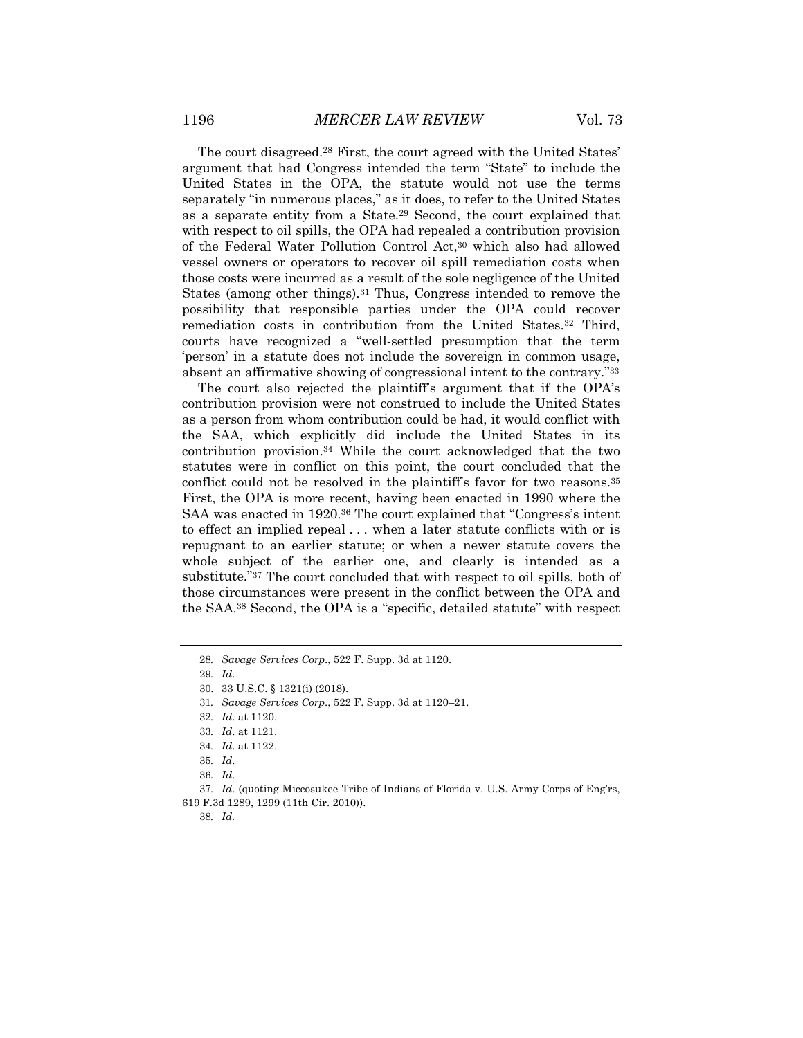The court disagreed.[28] First, the court agreed with the United States' argument that had Congress intended the term "State" to include the United States in the OPA, the statute would not use the terms separately "in numerous places," as it does, to refer to the United States as a separate entity from a State.[29] Second, the court explained that with respect to oil spills, the OPA had repealed a contribution provision of the Federal Water Pollution Control Act,[30] which also had allowed vessel owners or operators to recover oil spill remediation costs when those costs were incurred as a result of the sole negligence of the United States (among other things).[31] Thus, Congress intended to remove the possibility that responsible parties under the OPA could recover remediation costs in contribution from the United States.[32] Third, courts have recognized a "well-settled presumption that the term 'person' in a statute does not include the sovereign in common usage, absent an affirmative showing of congressional intent to the contrary."[33]

The court also rejected the plaintiff's argument that if the OPA's contribution provision were not construed to include the United States as a person from whom contribution could be had, it would conflict with the SAA, which explicitly did include the United States in its contribution provision.[34] While the court acknowledged that the two statutes were in conflict on this point, the court concluded that the conflict could not be resolved in the plaintiff's favor for two reasons.[35] First, the OPA is more recent, having been enacted in 1990 where the SAA was enacted in 1920.[36] The court explained that "Congress's intent to effect an implied repeal . . . when a later statute conflicts with or is repugnant to an earlier statute; or when a newer statute covers the whole subject of the earlier one, and clearly is intended as a substitute."[37] The court concluded that with respect to oil spills, both of those circumstances were present in the conflict between the OPA and the SAA.[38] Second, the OPA is a "specific, detailed statute" with respect

---

28. *Savage Services Corp.*, 522 F. Supp. 3d at 1120.

29. *Id*.

30. 33 U.S.C. § 1321(i) (2018).

31. *Savage Services Corp.*, 522 F. Supp. 3d at 1120–21.

32. *Id*. at 1120.

33. *Id*. at 1121.

34. *Id*. at 1122.

35. *Id*.

36. *Id*.

37. *Id*. (quoting Miccosukee Tribe of Indians of Florida v. U.S. Army Corps of Eng'rs, 619 F.3d 1289, 1299 (11th Cir. 2010)).

38. *Id*.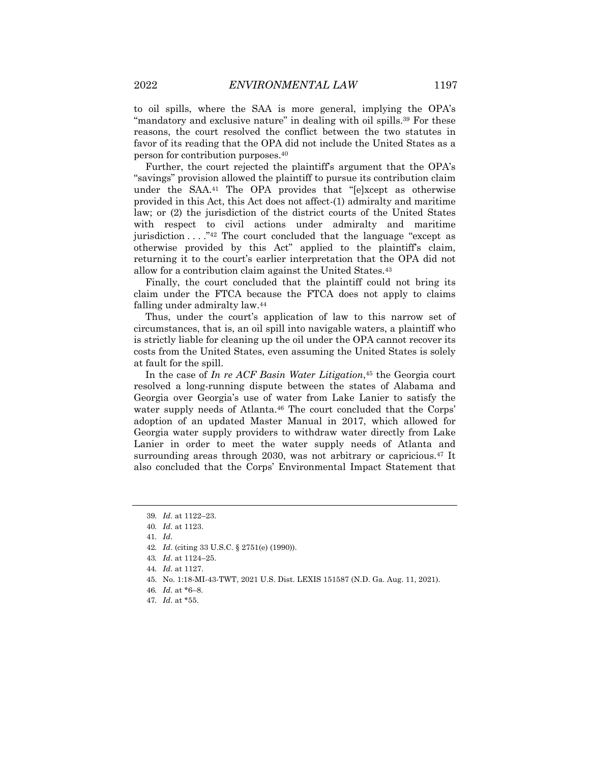to oil spills, where the SAA is more general, implying the OPA's "mandatory and exclusive nature" in dealing with oil spills.[39] For these reasons, the court resolved the conflict between the two statutes in favor of its reading that the OPA did not include the United States as a person for contribution purposes.[40]

Further, the court rejected the plaintiff's argument that the OPA's "savings" provision allowed the plaintiff to pursue its contribution claim under the SAA.[41] The OPA provides that "[e]xcept as otherwise provided in this Act, this Act does not affect-(1) admiralty and maritime law; or (2) the jurisdiction of the district courts of the United States with respect to civil actions under admiralty and maritime jurisdiction . . . ."[42] The court concluded that the language "except as otherwise provided by this Act" applied to the plaintiff's claim, returning it to the court's earlier interpretation that the OPA did not allow for a contribution claim against the United States.[43]

Finally, the court concluded that the plaintiff could not bring its claim under the FTCA because the FTCA does not apply to claims falling under admiralty law.[44]

Thus, under the court's application of law to this narrow set of circumstances, that is, an oil spill into navigable waters, a plaintiff who is strictly liable for cleaning up the oil under the OPA cannot recover its costs from the United States, even assuming the United States is solely at fault for the spill.

In the case of *In re ACF Basin Water Litigation*,[45] the Georgia court resolved a long-running dispute between the states of Alabama and Georgia over Georgia's use of water from Lake Lanier to satisfy the water supply needs of Atlanta.[46] The court concluded that the Corps' adoption of an updated Master Manual in 2017, which allowed for Georgia water supply providers to withdraw water directly from Lake Lanier in order to meet the water supply needs of Atlanta and surrounding areas through 2030, was not arbitrary or capricious.[47] It also concluded that the Corps' Environmental Impact Statement that

---

39. *Id*. at 1122–23.

40. *Id*. at 1123.

41. *Id*.

42. *Id*. (citing 33 U.S.C. § 2751(e) (1990)).

43. *Id*. at 1124–25.

44. *Id*. at 1127.

45. No. 1:18-MI-43-TWT, 2021 U.S. Dist. LEXIS 151587 (N.D. Ga. Aug. 11, 2021).

46. *Id*. at *6–8.

47. *Id*. at *55.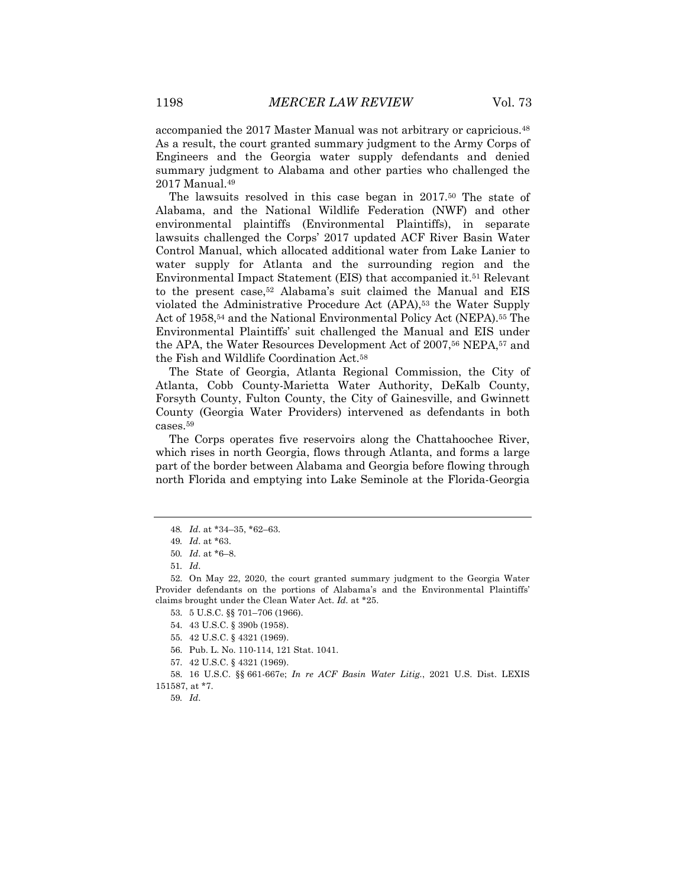accompanied the 2017 Master Manual was not arbitrary or capricious.[48] As a result, the court granted summary judgment to the Army Corps of Engineers and the Georgia water supply defendants and denied summary judgment to Alabama and other parties who challenged the 2017 Manual.[49]

The lawsuits resolved in this case began in 2017.[50] The state of Alabama, and the National Wildlife Federation (NWF) and other environmental plaintiffs (Environmental Plaintiffs), in separate lawsuits challenged the Corps' 2017 updated ACF River Basin Water Control Manual, which allocated additional water from Lake Lanier to water supply for Atlanta and the surrounding region and the Environmental Impact Statement (EIS) that accompanied it.[51] Relevant to the present case,[52] Alabama's suit claimed the Manual and EIS violated the Administrative Procedure Act (APA),[53] the Water Supply Act of 1958,[54] and the National Environmental Policy Act (NEPA).[55] The Environmental Plaintiffs' suit challenged the Manual and EIS under the APA, the Water Resources Development Act of 2007,[56] NEPA,[57] and the Fish and Wildlife Coordination Act.[58]

The State of Georgia, Atlanta Regional Commission, the City of Atlanta, Cobb County-Marietta Water Authority, DeKalb County, Forsyth County, Fulton County, the City of Gainesville, and Gwinnett County (Georgia Water Providers) intervened as defendants in both cases.[59]

The Corps operates five reservoirs along the Chattahoochee River, which rises in north Georgia, flows through Atlanta, and forms a large part of the border between Alabama and Georgia before flowing through north Florida and emptying into Lake Seminole at the Florida-Georgia

---

48. *Id*. at *34–35, *62–63.

49. *Id*. at *63.

50. *Id*. at *6–8.

51. *Id*.

52. On May 22, 2020, the court granted summary judgment to the Georgia Water Provider defendants on the portions of Alabama's and the Environmental Plaintiffs' claims brought under the Clean Water Act. *Id.* at *25.

53. 5 U.S.C. §§ 701–706 (1966).

54. 43 U.S.C. § 390b (1958).

55. 42 U.S.C. § 4321 (1969).

56. Pub. L. No. 110-114, 121 Stat. 1041.

57. 42 U.S.C. § 4321 (1969).

58. 16 U.S.C. §§ 661-667e; *In re ACF Basin Water Litig.*, 2021 U.S. Dist. LEXIS 151587, at *7.

59. *Id*.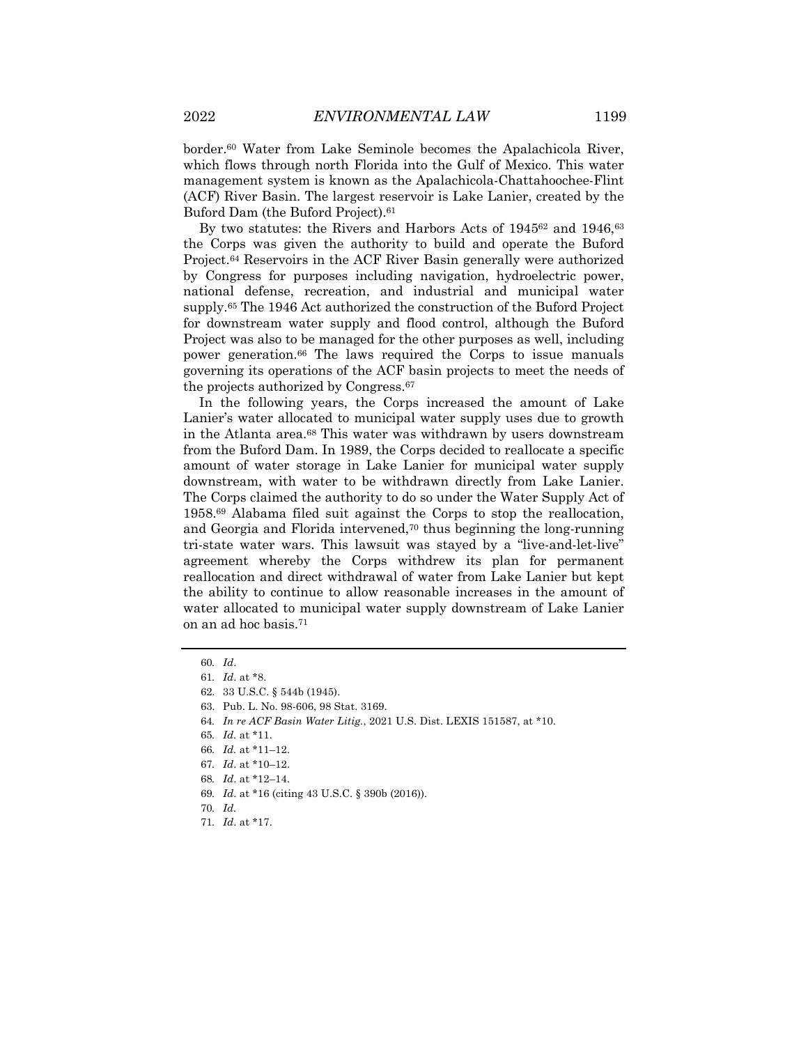border.[60] Water from Lake Seminole becomes the Apalachicola River, which flows through north Florida into the Gulf of Mexico. This water management system is known as the Apalachicola-Chattahoochee-Flint (ACF) River Basin. The largest reservoir is Lake Lanier, created by the Buford Dam (the Buford Project).[61]

By two statutes: the Rivers and Harbors Acts of 1945[62] and 1946,[63] the Corps was given the authority to build and operate the Buford Project.[64] Reservoirs in the ACF River Basin generally were authorized by Congress for purposes including navigation, hydroelectric power, national defense, recreation, and industrial and municipal water supply.[65] The 1946 Act authorized the construction of the Buford Project for downstream water supply and flood control, although the Buford Project was also to be managed for the other purposes as well, including power generation.[66] The laws required the Corps to issue manuals governing its operations of the ACF basin projects to meet the needs of the projects authorized by Congress.[67]

In the following years, the Corps increased the amount of Lake Lanier's water allocated to municipal water supply uses due to growth in the Atlanta area.[68] This water was withdrawn by users downstream from the Buford Dam. In 1989, the Corps decided to reallocate a specific amount of water storage in Lake Lanier for municipal water supply downstream, with water to be withdrawn directly from Lake Lanier. The Corps claimed the authority to do so under the Water Supply Act of 1958.[69] Alabama filed suit against the Corps to stop the reallocation, and Georgia and Florida intervened,[70] thus beginning the long-running tri-state water wars. This lawsuit was stayed by a "live-and-let-live" agreement whereby the Corps withdrew its plan for permanent reallocation and direct withdrawal of water from Lake Lanier but kept the ability to continue to allow reasonable increases in the amount of water allocated to municipal water supply downstream of Lake Lanier on an ad hoc basis.[71]

---

60. *Id*.
61. *Id*. at *8.
62. 33 U.S.C. § 544b (1945).
63. Pub. L. No. 98-606, 98 Stat. 3169.
64. *In re ACF Basin Water Litig.*, 2021 U.S. Dist. LEXIS 151587, at *10.
65. *Id.* at *11.
66. *Id.* at *11–12.
67. *Id*. at *10–12.
68. *Id*. at *12–14.
69. *Id*. at *16 (citing 43 U.S.C. § 390b (2016)).
70. *Id.*
71. *Id*. at *17.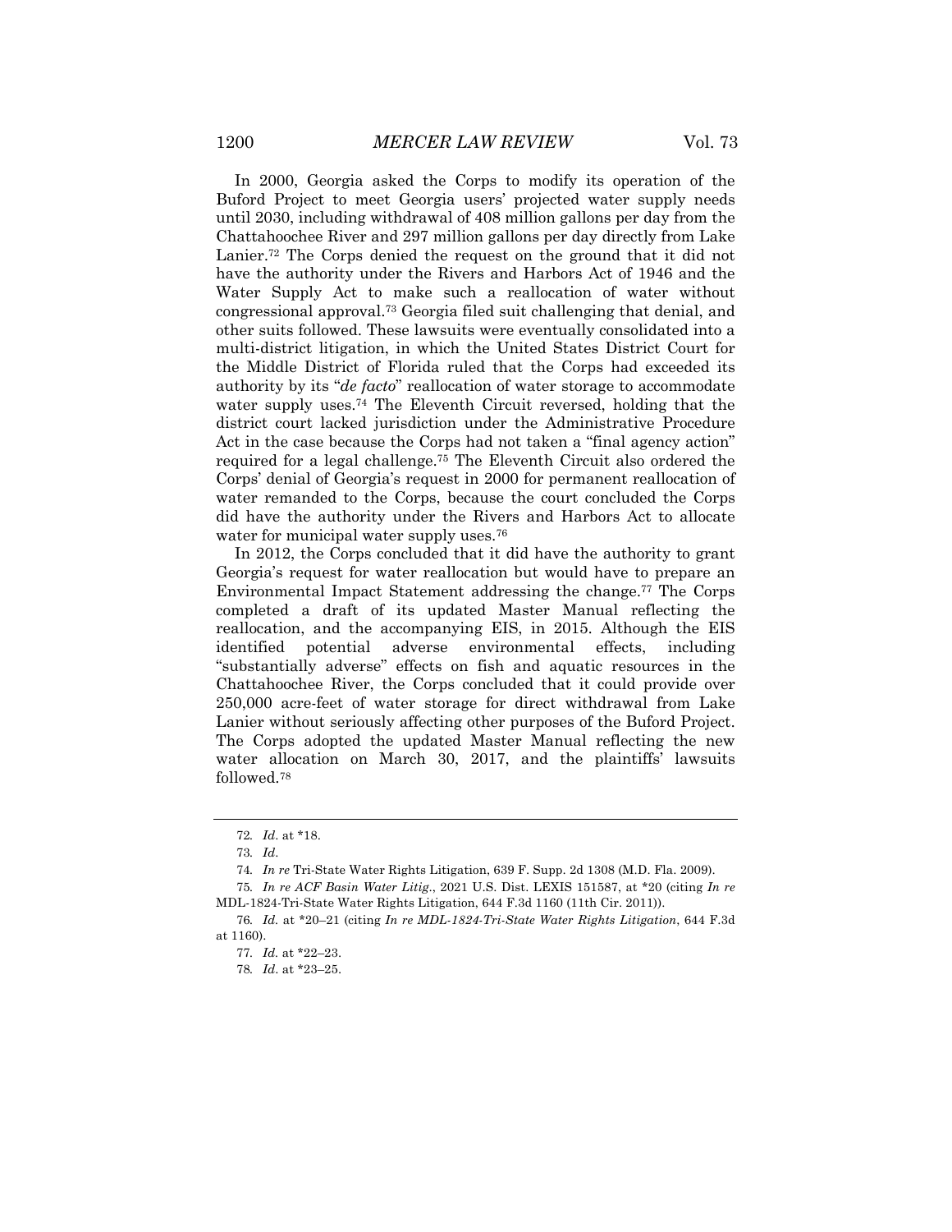In 2000, Georgia asked the Corps to modify its operation of the Buford Project to meet Georgia users' projected water supply needs until 2030, including withdrawal of 408 million gallons per day from the Chattahoochee River and 297 million gallons per day directly from Lake Lanier.[72] The Corps denied the request on the ground that it did not have the authority under the Rivers and Harbors Act of 1946 and the Water Supply Act to make such a reallocation of water without congressional approval.[73] Georgia filed suit challenging that denial, and other suits followed. These lawsuits were eventually consolidated into a multi-district litigation, in which the United States District Court for the Middle District of Florida ruled that the Corps had exceeded its authority by its "*de facto*" reallocation of water storage to accommodate water supply uses.[74] The Eleventh Circuit reversed, holding that the district court lacked jurisdiction under the Administrative Procedure Act in the case because the Corps had not taken a "final agency action" required for a legal challenge.[75] The Eleventh Circuit also ordered the Corps' denial of Georgia's request in 2000 for permanent reallocation of water remanded to the Corps, because the court concluded the Corps did have the authority under the Rivers and Harbors Act to allocate water for municipal water supply uses.[76]

In 2012, the Corps concluded that it did have the authority to grant Georgia's request for water reallocation but would have to prepare an Environmental Impact Statement addressing the change.[77] The Corps completed a draft of its updated Master Manual reflecting the reallocation, and the accompanying EIS, in 2015. Although the EIS identified potential adverse environmental effects, including "substantially adverse" effects on fish and aquatic resources in the Chattahoochee River, the Corps concluded that it could provide over 250,000 acre-feet of water storage for direct withdrawal from Lake Lanier without seriously affecting other purposes of the Buford Project. The Corps adopted the updated Master Manual reflecting the new water allocation on March 30, 2017, and the plaintiffs' lawsuits followed.[78]

---

72. *Id*. at *18.

73. *Id*.

74. *In re* Tri-State Water Rights Litigation, 639 F. Supp. 2d 1308 (M.D. Fla. 2009).

75. *In re ACF Basin Water Litig*., 2021 U.S. Dist. LEXIS 151587, at *20 (citing *In re* MDL-1824-Tri-State Water Rights Litigation, 644 F.3d 1160 (11th Cir. 2011)).

76. *Id.* at *20–21 (citing *In re MDL-1824-Tri-State Water Rights Litigation*, 644 F.3d at 1160).

77. *Id.* at *22–23.

78. *Id*. at *23–25.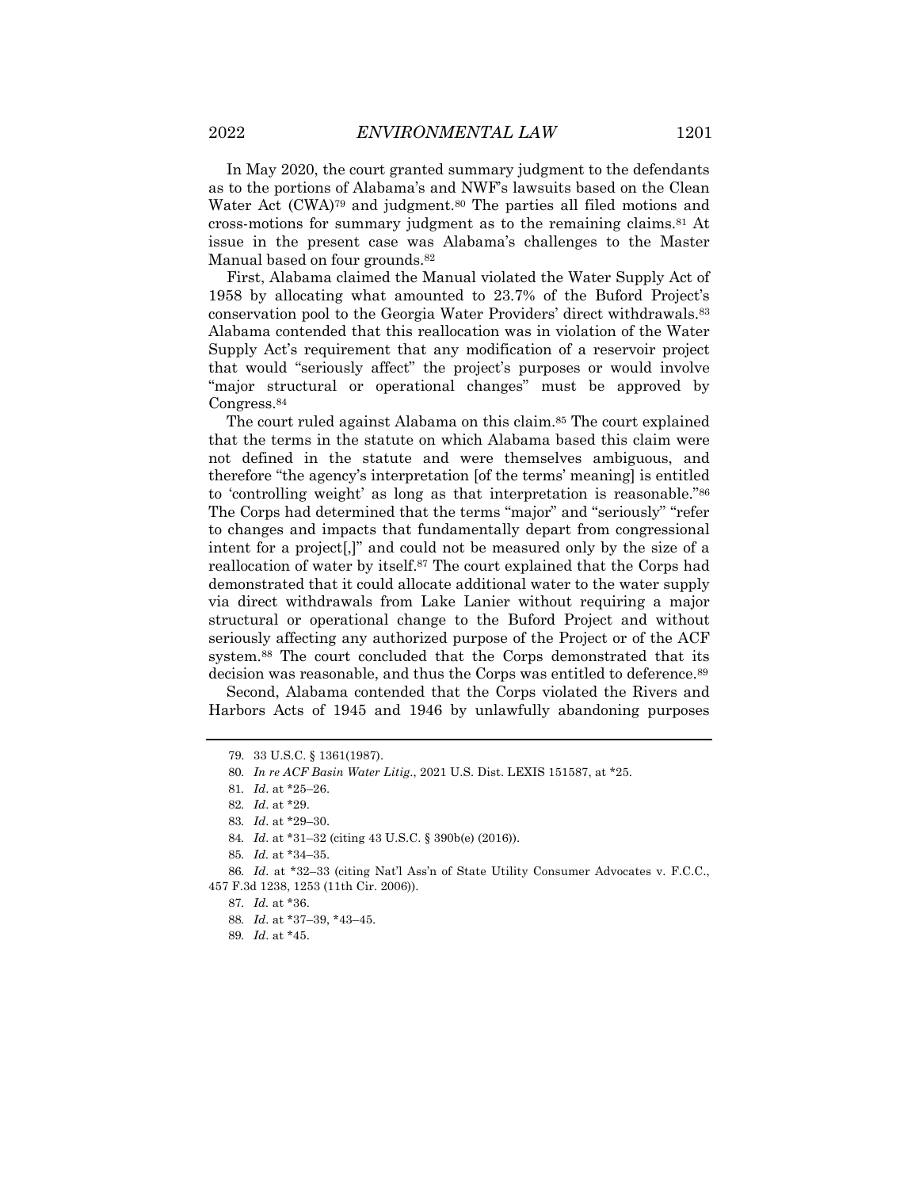In May 2020, the court granted summary judgment to the defendants as to the portions of Alabama's and NWF's lawsuits based on the Clean Water Act (CWA)[79] and judgment.[80] The parties all filed motions and cross-motions for summary judgment as to the remaining claims.[81] At issue in the present case was Alabama's challenges to the Master Manual based on four grounds.[82]

First, Alabama claimed the Manual violated the Water Supply Act of 1958 by allocating what amounted to 23.7% of the Buford Project's conservation pool to the Georgia Water Providers' direct withdrawals.[83] Alabama contended that this reallocation was in violation of the Water Supply Act's requirement that any modification of a reservoir project that would "seriously affect" the project's purposes or would involve "major structural or operational changes" must be approved by Congress.[84]

The court ruled against Alabama on this claim.[85] The court explained that the terms in the statute on which Alabama based this claim were not defined in the statute and were themselves ambiguous, and therefore "the agency's interpretation [of the terms' meaning] is entitled to 'controlling weight' as long as that interpretation is reasonable."[86] The Corps had determined that the terms "major" and "seriously" "refer to changes and impacts that fundamentally depart from congressional intent for a project[,]" and could not be measured only by the size of a reallocation of water by itself.[87] The court explained that the Corps had demonstrated that it could allocate additional water to the water supply via direct withdrawals from Lake Lanier without requiring a major structural or operational change to the Buford Project and without seriously affecting any authorized purpose of the Project or of the ACF system.[88] The court concluded that the Corps demonstrated that its decision was reasonable, and thus the Corps was entitled to deference.[89]

Second, Alabama contended that the Corps violated the Rivers and Harbors Acts of 1945 and 1946 by unlawfully abandoning purposes

---

79. 33 U.S.C. § 1361(1987).

80. *In re ACF Basin Water Litig.*, 2021 U.S. Dist. LEXIS 151587, at *25.

81. *Id*. at *25–26.

82. *Id*. at *29.

83. *Id*. at *29–30.

84. *Id*. at *31–32 (citing 43 U.S.C. § 390b(e) (2016)).

85. *Id.* at *34–35.

86. *Id*. at *32–33 (citing Nat'l Ass'n of State Utility Consumer Advocates v. F.C.C., 457 F.3d 1238, 1253 (11th Cir. 2006)).

87. *Id.* at *36.

88. *Id*. at *37–39, *43–45.

89. *Id*. at *45.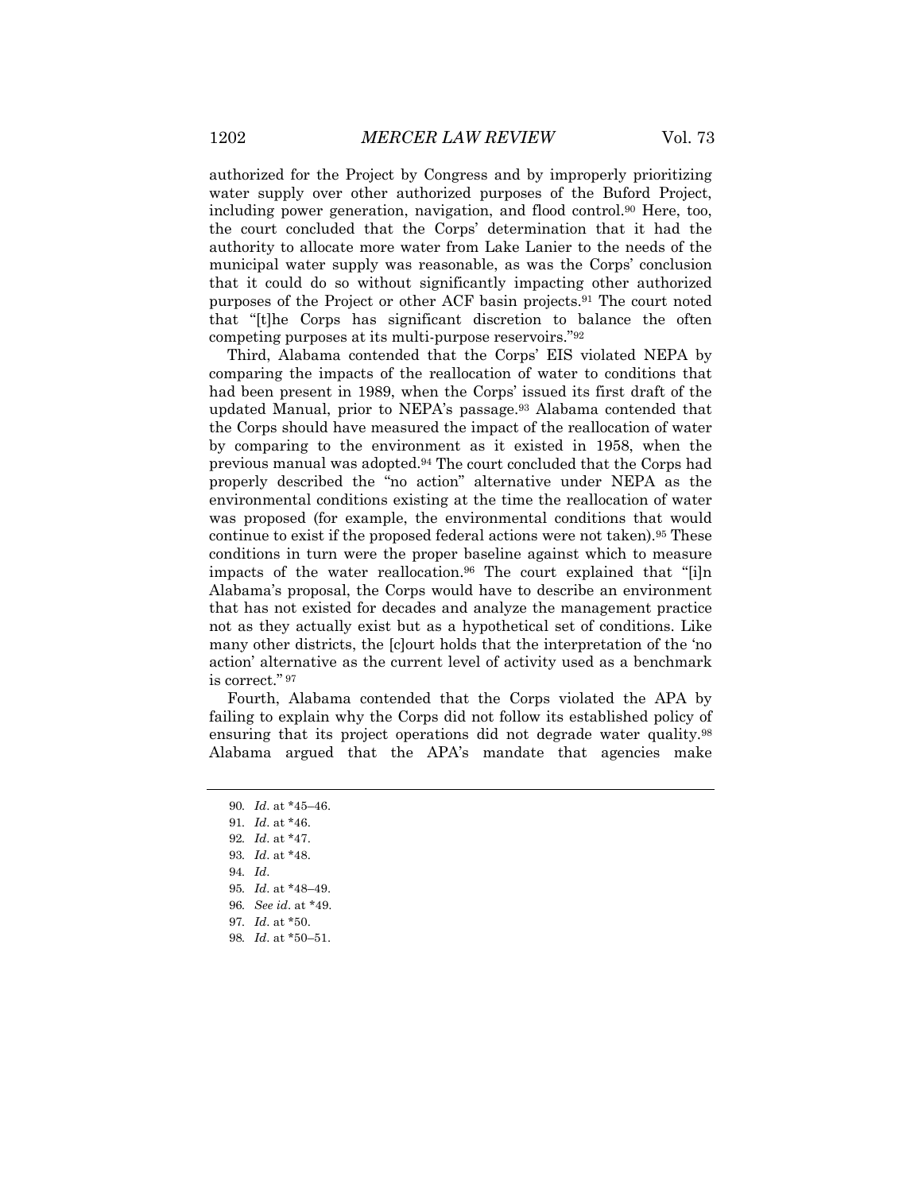authorized for the Project by Congress and by improperly prioritizing water supply over other authorized purposes of the Buford Project, including power generation, navigation, and flood control.[90] Here, too, the court concluded that the Corps' determination that it had the authority to allocate more water from Lake Lanier to the needs of the municipal water supply was reasonable, as was the Corps' conclusion that it could do so without significantly impacting other authorized purposes of the Project or other ACF basin projects.[91] The court noted that "[t]he Corps has significant discretion to balance the often competing purposes at its multi-purpose reservoirs."[92]

Third, Alabama contended that the Corps' EIS violated NEPA by comparing the impacts of the reallocation of water to conditions that had been present in 1989, when the Corps' issued its first draft of the updated Manual, prior to NEPA's passage.[93] Alabama contended that the Corps should have measured the impact of the reallocation of water by comparing to the environment as it existed in 1958, when the previous manual was adopted.[94] The court concluded that the Corps had properly described the "no action" alternative under NEPA as the environmental conditions existing at the time the reallocation of water was proposed (for example, the environmental conditions that would continue to exist if the proposed federal actions were not taken).[95] These conditions in turn were the proper baseline against which to measure impacts of the water reallocation.[96] The court explained that "[i]n Alabama's proposal, the Corps would have to describe an environment that has not existed for decades and analyze the management practice not as they actually exist but as a hypothetical set of conditions. Like many other districts, the [c]ourt holds that the interpretation of the 'no action' alternative as the current level of activity used as a benchmark is correct."[97]

Fourth, Alabama contended that the Corps violated the APA by failing to explain why the Corps did not follow its established policy of ensuring that its project operations did not degrade water quality.[98] Alabama argued that the APA's mandate that agencies make

---

90. *Id*. at *45–46.

91. *Id*. at *46.

92. *Id*. at *47.

93. *Id*. at *48.

94. *Id*.

95. *Id*. at *48–49.

96. *See id*. at *49.

97. *Id*. at *50.

98. *Id*. at *50–51.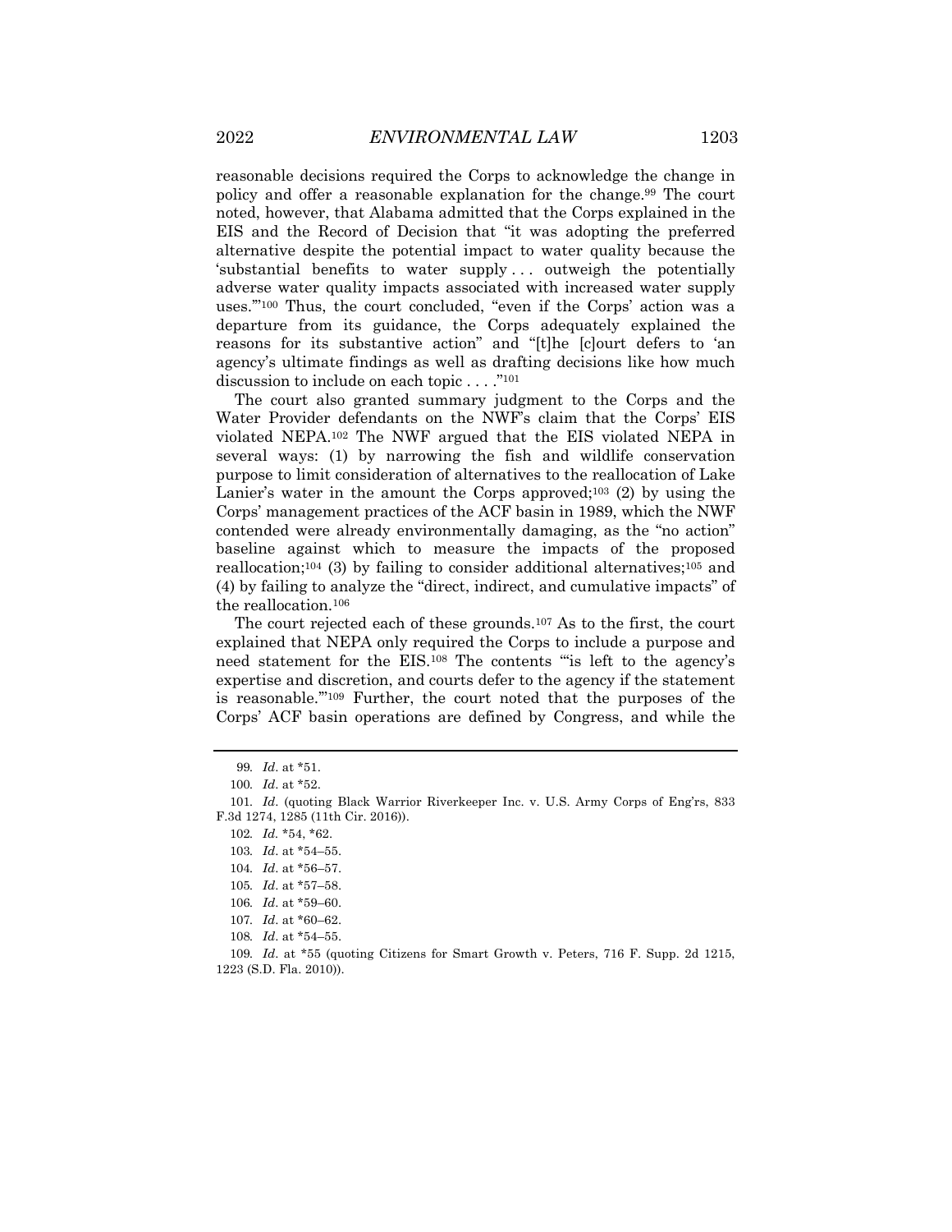reasonable decisions required the Corps to acknowledge the change in policy and offer a reasonable explanation for the change.[99] The court noted, however, that Alabama admitted that the Corps explained in the EIS and the Record of Decision that "it was adopting the preferred alternative despite the potential impact to water quality because the 'substantial benefits to water supply . . . outweigh the potentially adverse water quality impacts associated with increased water supply uses.'"[100] Thus, the court concluded, "even if the Corps' action was a departure from its guidance, the Corps adequately explained the reasons for its substantive action" and "[t]he [c]ourt defers to 'an agency's ultimate findings as well as drafting decisions like how much discussion to include on each topic . . . .'"[101]

The court also granted summary judgment to the Corps and the Water Provider defendants on the NWF's claim that the Corps' EIS violated NEPA.[102] The NWF argued that the EIS violated NEPA in several ways: (1) by narrowing the fish and wildlife conservation purpose to limit consideration of alternatives to the reallocation of Lake Lanier's water in the amount the Corps approved;[103] (2) by using the Corps' management practices of the ACF basin in 1989, which the NWF contended were already environmentally damaging, as the "no action" baseline against which to measure the impacts of the proposed reallocation;[104] (3) by failing to consider additional alternatives;[105] and (4) by failing to analyze the "direct, indirect, and cumulative impacts" of the reallocation.[106]

The court rejected each of these grounds.[107] As to the first, the court explained that NEPA only required the Corps to include a purpose and need statement for the EIS.[108] The contents "'is left to the agency's expertise and discretion, and courts defer to the agency if the statement is reasonable.'"[109] Further, the court noted that the purposes of the Corps' ACF basin operations are defined by Congress, and while the

---

99. *Id.* at *51.

100. *Id.* at *52.

101. *Id.* (quoting Black Warrior Riverkeeper Inc. v. U.S. Army Corps of Eng'rs, 833 F.3d 1274, 1285 (11th Cir. 2016)).

102. *Id.* *54, *62.

103. *Id.* at *54–55.

104. *Id.* at *56–57.

105. *Id.* at *57–58.

106. *Id.* at *59–60.

107. *Id.* at *60–62.

108. *Id.* at *54–55.

109. *Id.* at *55 (quoting Citizens for Smart Growth v. Peters, 716 F. Supp. 2d 1215, 1223 (S.D. Fla. 2010)).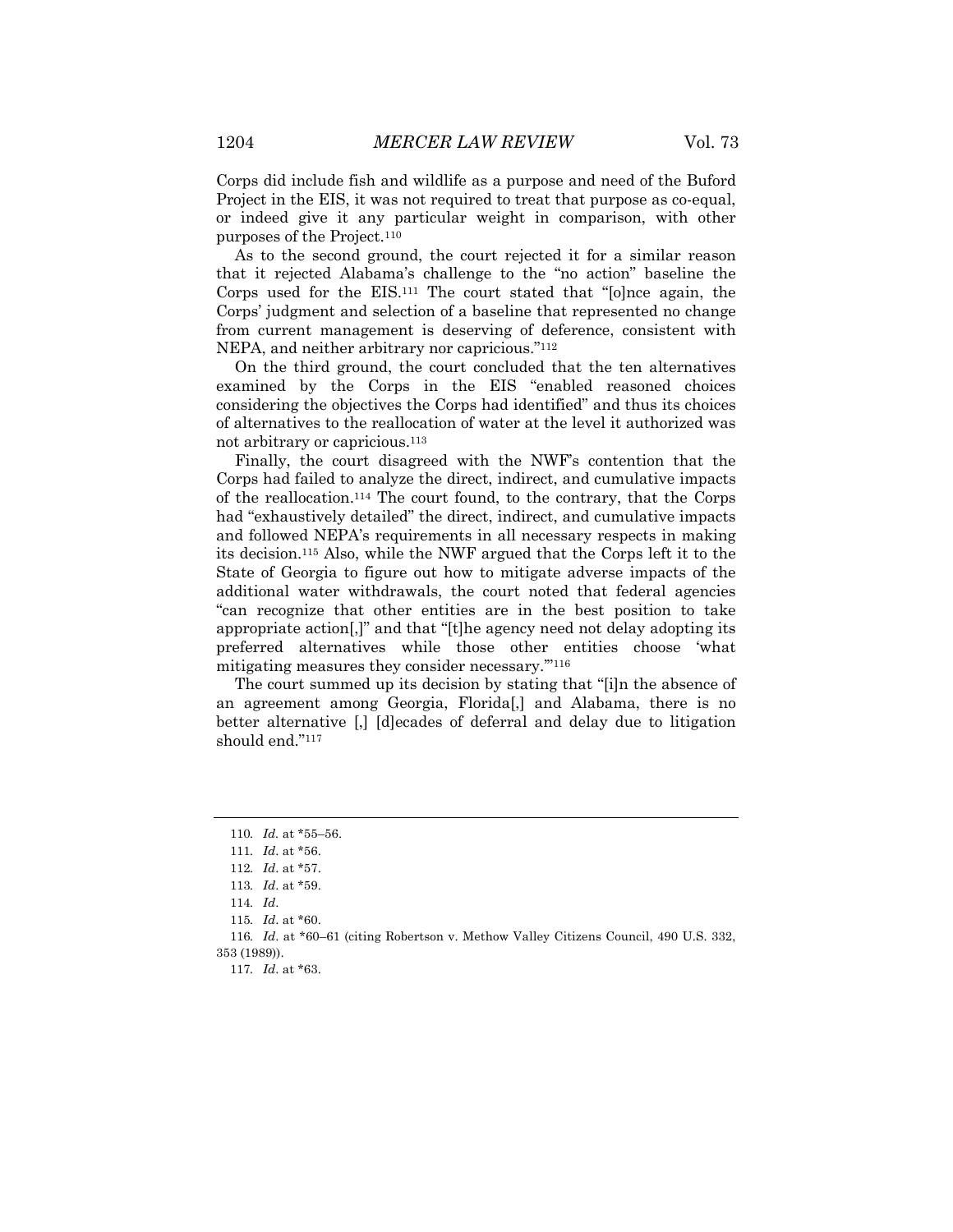Corps did include fish and wildlife as a purpose and need of the Buford Project in the EIS, it was not required to treat that purpose as co-equal, or indeed give it any particular weight in comparison, with other purposes of the Project.[110]

As to the second ground, the court rejected it for a similar reason that it rejected Alabama's challenge to the "no action" baseline the Corps used for the EIS.[111] The court stated that "[o]nce again, the Corps' judgment and selection of a baseline that represented no change from current management is deserving of deference, consistent with NEPA, and neither arbitrary nor capricious."[112]

On the third ground, the court concluded that the ten alternatives examined by the Corps in the EIS "enabled reasoned choices considering the objectives the Corps had identified" and thus its choices of alternatives to the reallocation of water at the level it authorized was not arbitrary or capricious.[113]

Finally, the court disagreed with the NWF's contention that the Corps had failed to analyze the direct, indirect, and cumulative impacts of the reallocation.[114] The court found, to the contrary, that the Corps had "exhaustively detailed" the direct, indirect, and cumulative impacts and followed NEPA's requirements in all necessary respects in making its decision.[115] Also, while the NWF argued that the Corps left it to the State of Georgia to figure out how to mitigate adverse impacts of the additional water withdrawals, the court noted that federal agencies "can recognize that other entities are in the best position to take appropriate action[,]" and that "[t]he agency need not delay adopting its preferred alternatives while those other entities choose 'what mitigating measures they consider necessary.'"[116]

The court summed up its decision by stating that "[i]n the absence of an agreement among Georgia, Florida[,] and Alabama, there is no better alternative [,] [d]ecades of deferral and delay due to litigation should end."[117]

---

110. *Id.* at *55–56.

111. *Id.* at *56.

112. *Id.* at *57.

113. *Id.* at *59.

114. *Id.*

115. *Id.* at *60.

116. *Id.* at *60–61 (citing Robertson v. Methow Valley Citizens Council, 490 U.S. 332, 353 (1989)).

117. *Id.* at *63.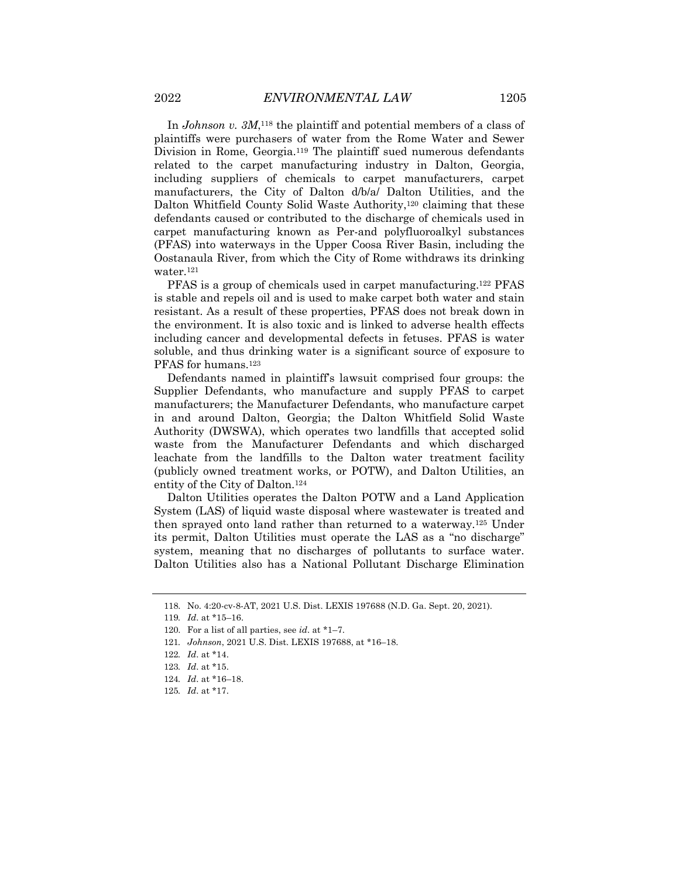In *Johnson v. 3M*,[118] the plaintiff and potential members of a class of plaintiffs were purchasers of water from the Rome Water and Sewer Division in Rome, Georgia.[119] The plaintiff sued numerous defendants related to the carpet manufacturing industry in Dalton, Georgia, including suppliers of chemicals to carpet manufacturers, carpet manufacturers, the City of Dalton d/b/a/ Dalton Utilities, and the Dalton Whitfield County Solid Waste Authority,[120] claiming that these defendants caused or contributed to the discharge of chemicals used in carpet manufacturing known as Per-and polyfluoroalkyl substances (PFAS) into waterways in the Upper Coosa River Basin, including the Oostanaula River, from which the City of Rome withdraws its drinking water.[121]

PFAS is a group of chemicals used in carpet manufacturing.[122] PFAS is stable and repels oil and is used to make carpet both water and stain resistant. As a result of these properties, PFAS does not break down in the environment. It is also toxic and is linked to adverse health effects including cancer and developmental defects in fetuses. PFAS is water soluble, and thus drinking water is a significant source of exposure to PFAS for humans.[123]

Defendants named in plaintiff's lawsuit comprised four groups: the Supplier Defendants, who manufacture and supply PFAS to carpet manufacturers; the Manufacturer Defendants, who manufacture carpet in and around Dalton, Georgia; the Dalton Whitfield Solid Waste Authority (DWSWA), which operates two landfills that accepted solid waste from the Manufacturer Defendants and which discharged leachate from the landfills to the Dalton water treatment facility (publicly owned treatment works, or POTW), and Dalton Utilities, an entity of the City of Dalton.[124]

Dalton Utilities operates the Dalton POTW and a Land Application System (LAS) of liquid waste disposal where wastewater is treated and then sprayed onto land rather than returned to a waterway.[125] Under its permit, Dalton Utilities must operate the LAS as a "no discharge" system, meaning that no discharges of pollutants to surface water. Dalton Utilities also has a National Pollutant Discharge Elimination

---

118. No. 4:20-cv-8-AT, 2021 U.S. Dist. LEXIS 197688 (N.D. Ga. Sept. 20, 2021).

119. *Id*. at *15–16.

120. For a list of all parties, see *id*. at *1–7.

121. *Johnson*, 2021 U.S. Dist. LEXIS 197688, at *16–18.

122. *Id*. at *14.

123. *Id*. at *15.

124. *Id*. at *16–18.

125. *Id*. at *17.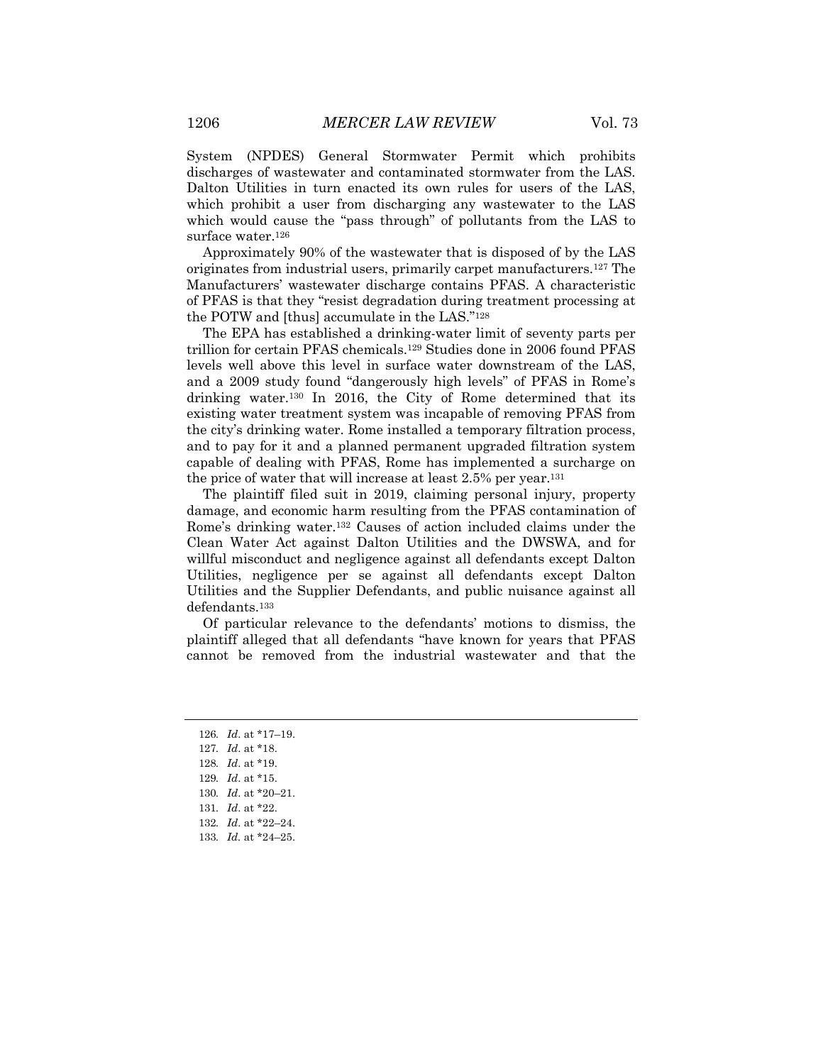System (NPDES) General Stormwater Permit which prohibits discharges of wastewater and contaminated stormwater from the LAS. Dalton Utilities in turn enacted its own rules for users of the LAS, which prohibit a user from discharging any wastewater to the LAS which would cause the "pass through" of pollutants from the LAS to surface water.[126]

Approximately 90% of the wastewater that is disposed of by the LAS originates from industrial users, primarily carpet manufacturers.[127] The Manufacturers' wastewater discharge contains PFAS. A characteristic of PFAS is that they "resist degradation during treatment processing at the POTW and [thus] accumulate in the LAS."[128]

The EPA has established a drinking-water limit of seventy parts per trillion for certain PFAS chemicals.[129] Studies done in 2006 found PFAS levels well above this level in surface water downstream of the LAS, and a 2009 study found "dangerously high levels" of PFAS in Rome's drinking water.[130] In 2016, the City of Rome determined that its existing water treatment system was incapable of removing PFAS from the city's drinking water. Rome installed a temporary filtration process, and to pay for it and a planned permanent upgraded filtration system capable of dealing with PFAS, Rome has implemented a surcharge on the price of water that will increase at least 2.5% per year.[131]

The plaintiff filed suit in 2019, claiming personal injury, property damage, and economic harm resulting from the PFAS contamination of Rome's drinking water.[132] Causes of action included claims under the Clean Water Act against Dalton Utilities and the DWSWA, and for willful misconduct and negligence against all defendants except Dalton Utilities, negligence per se against all defendants except Dalton Utilities and the Supplier Defendants, and public nuisance against all defendants.[133]

Of particular relevance to the defendants' motions to dismiss, the plaintiff alleged that all defendants "have known for years that PFAS cannot be removed from the industrial wastewater and that the

---

126. *Id.* at *17–19.
127. *Id.* at *18.
128. *Id.* at *19.
129. *Id.* at *15.
130. *Id.* at *20–21.
131. *Id.* at *22.
132. *Id.* at *22–24.
133. *Id.* at *24–25.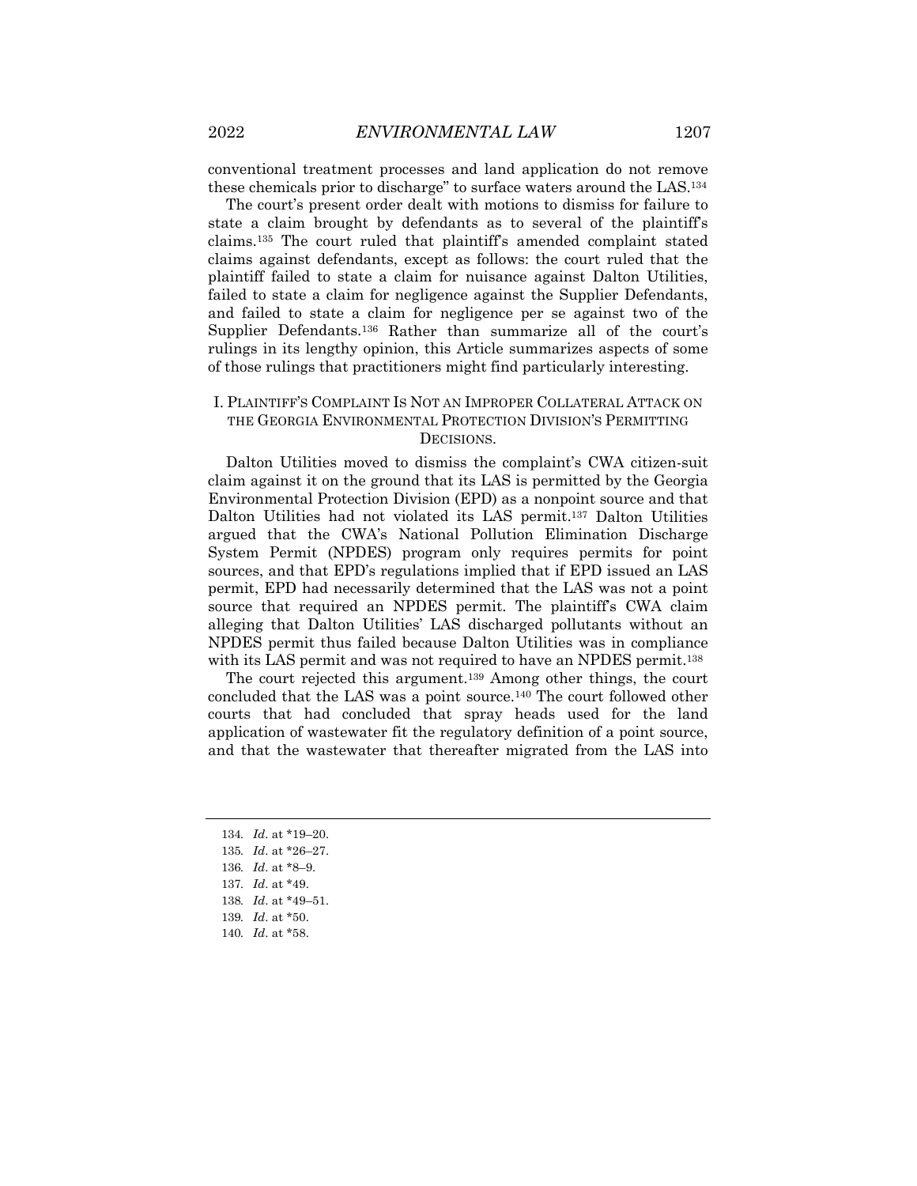conventional treatment processes and land application do not remove these chemicals prior to discharge" to surface waters around the LAS.[134]

The court's present order dealt with motions to dismiss for failure to state a claim brought by defendants as to several of the plaintiff's claims.[135] The court ruled that plaintiff's amended complaint stated claims against defendants, except as follows: the court ruled that the plaintiff failed to state a claim for nuisance against Dalton Utilities, failed to state a claim for negligence against the Supplier Defendants, and failed to state a claim for negligence per se against two of the Supplier Defendants.[136] Rather than summarize all of the court's rulings in its lengthy opinion, this Article summarizes aspects of some of those rulings that practitioners might find particularly interesting.

### I. PLAINTIFF'S COMPLAINT IS NOT AN IMPROPER COLLATERAL ATTACK ON THE GEORGIA ENVIRONMENTAL PROTECTION DIVISION'S PERMITTING DECISIONS.

Dalton Utilities moved to dismiss the complaint's CWA citizen-suit claim against it on the ground that its LAS is permitted by the Georgia Environmental Protection Division (EPD) as a nonpoint source and that Dalton Utilities had not violated its LAS permit.[137] Dalton Utilities argued that the CWA's National Pollution Elimination Discharge System Permit (NPDES) program only requires permits for point sources, and that EPD's regulations implied that if EPD issued an LAS permit, EPD had necessarily determined that the LAS was not a point source that required an NPDES permit. The plaintiff's CWA claim alleging that Dalton Utilities' LAS discharged pollutants without an NPDES permit thus failed because Dalton Utilities was in compliance with its LAS permit and was not required to have an NPDES permit.[138]

The court rejected this argument.[139] Among other things, the court concluded that the LAS was a point source.[140] The court followed other courts that had concluded that spray heads used for the land application of wastewater fit the regulatory definition of a point source, and that the wastewater that thereafter migrated from the LAS into

---

134. *Id*. at *19–20.

135. *Id*. at *26–27.

136. *Id*. at *8–9.

137. *Id*. at *49.

138. *Id*. at *49–51.

139. *Id*. at *50.

140. *Id*. at *58.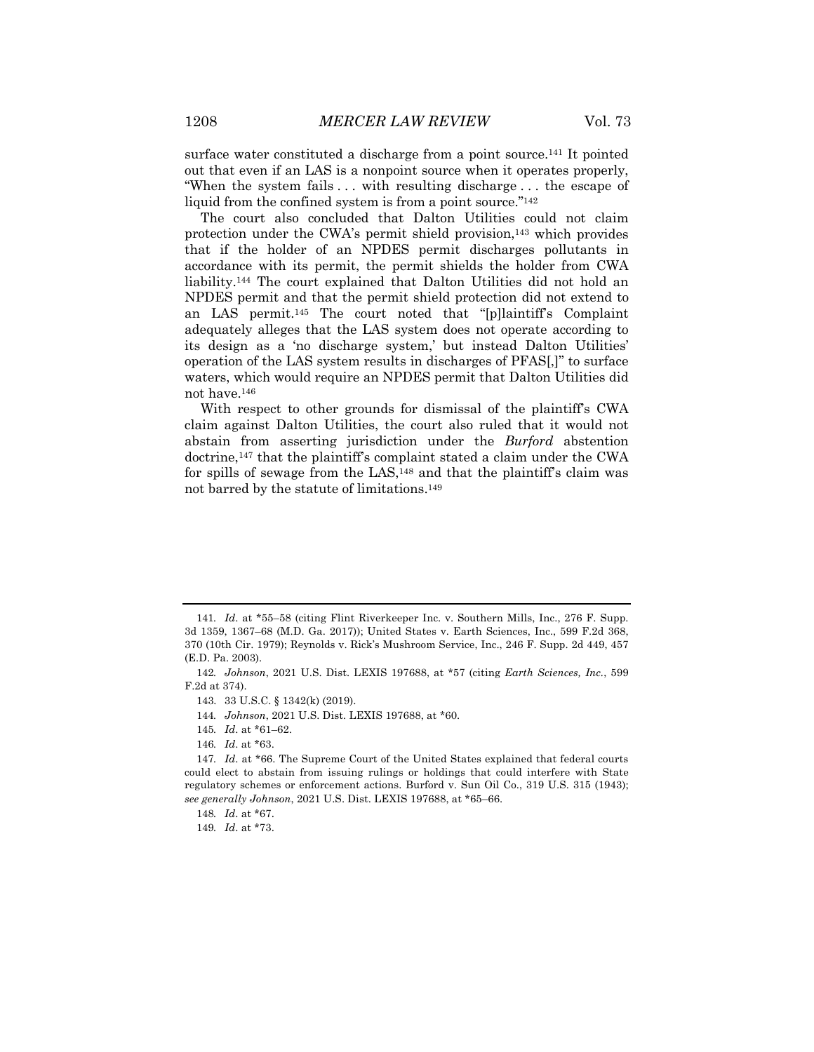surface water constituted a discharge from a point source.[141] It pointed out that even if an LAS is a nonpoint source when it operates properly, "When the system fails . . . with resulting discharge . . . the escape of liquid from the confined system is from a point source."[142]

The court also concluded that Dalton Utilities could not claim protection under the CWA's permit shield provision,[143] which provides that if the holder of an NPDES permit discharges pollutants in accordance with its permit, the permit shields the holder from CWA liability.[144] The court explained that Dalton Utilities did not hold an NPDES permit and that the permit shield protection did not extend to an LAS permit.[145] The court noted that "[p]laintiff's Complaint adequately alleges that the LAS system does not operate according to its design as a 'no discharge system,' but instead Dalton Utilities' operation of the LAS system results in discharges of PFAS[,]" to surface waters, which would require an NPDES permit that Dalton Utilities did not have.[146]

With respect to other grounds for dismissal of the plaintiff's CWA claim against Dalton Utilities, the court also ruled that it would not abstain from asserting jurisdiction under the *Burford* abstention doctrine,[147] that the plaintiff's complaint stated a claim under the CWA for spills of sewage from the LAS,[148] and that the plaintiff's claim was not barred by the statute of limitations.[149]

---

141. *Id.* at *55–58 (citing Flint Riverkeeper Inc. v. Southern Mills, Inc., 276 F. Supp. 3d 1359, 1367–68 (M.D. Ga. 2017)); United States v. Earth Sciences, Inc., 599 F.2d 368, 370 (10th Cir. 1979); Reynolds v. Rick's Mushroom Service, Inc., 246 F. Supp. 2d 449, 457 (E.D. Pa. 2003).

142. *Johnson*, 2021 U.S. Dist. LEXIS 197688, at *57 (citing *Earth Sciences, Inc.*, 599 F.2d at 374).

143. 33 U.S.C. § 1342(k) (2019).

144. *Johnson*, 2021 U.S. Dist. LEXIS 197688, at *60.

145. *Id.* at *61–62.

146. *Id.* at *63.

147. *Id.* at *66. The Supreme Court of the United States explained that federal courts could elect to abstain from issuing rulings or holdings that could interfere with State regulatory schemes or enforcement actions. Burford v. Sun Oil Co., 319 U.S. 315 (1943); *see generally Johnson*, 2021 U.S. Dist. LEXIS 197688, at *65–66.

148. *Id.* at *67.

149. *Id.* at *73.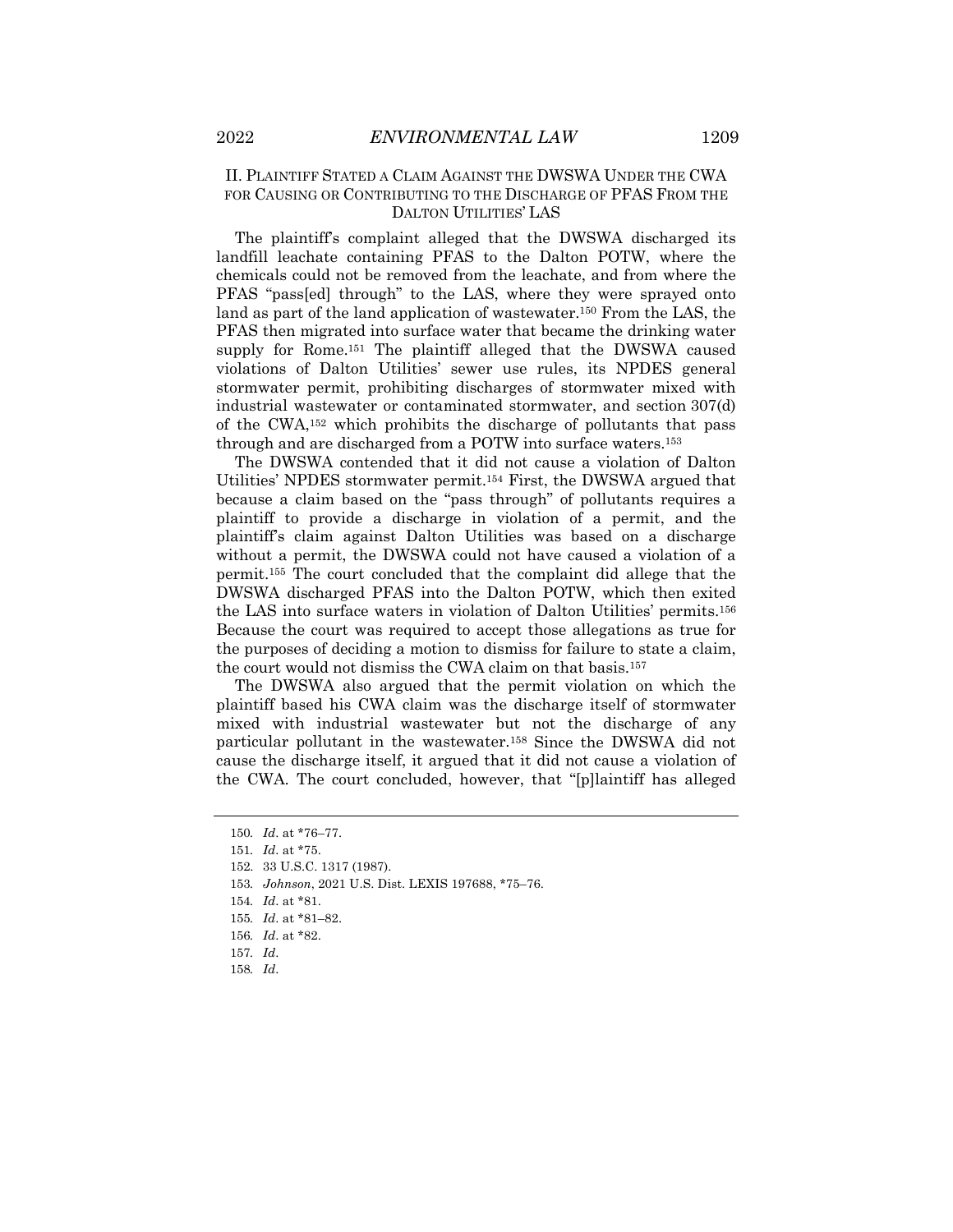## II. Plaintiff Stated a Claim Against the DWSWA Under the CWA for Causing or Contributing to the Discharge of PFAS From the Dalton Utilities' LAS

The plaintiff's complaint alleged that the DWSWA discharged its landfill leachate containing PFAS to the Dalton POTW, where the chemicals could not be removed from the leachate, and from where the PFAS "pass[ed] through" to the LAS, where they were sprayed onto land as part of the land application of wastewater.[150] From the LAS, the PFAS then migrated into surface water that became the drinking water supply for Rome.[151] The plaintiff alleged that the DWSWA caused violations of Dalton Utilities' sewer use rules, its NPDES general stormwater permit, prohibiting discharges of stormwater mixed with industrial wastewater or contaminated stormwater, and section 307(d) of the CWA,[152] which prohibits the discharge of pollutants that pass through and are discharged from a POTW into surface waters.[153]

The DWSWA contended that it did not cause a violation of Dalton Utilities' NPDES stormwater permit.[154] First, the DWSWA argued that because a claim based on the "pass through" of pollutants requires a plaintiff to provide a discharge in violation of a permit, and the plaintiff's claim against Dalton Utilities was based on a discharge without a permit, the DWSWA could not have caused a violation of a permit.[155] The court concluded that the complaint did allege that the DWSWA discharged PFAS into the Dalton POTW, which then exited the LAS into surface waters in violation of Dalton Utilities' permits.[156] Because the court was required to accept those allegations as true for the purposes of deciding a motion to dismiss for failure to state a claim, the court would not dismiss the CWA claim on that basis.[157]

The DWSWA also argued that the permit violation on which the plaintiff based his CWA claim was the discharge itself of stormwater mixed with industrial wastewater but not the discharge of any particular pollutant in the wastewater.[158] Since the DWSWA did not cause the discharge itself, it argued that it did not cause a violation of the CWA. The court concluded, however, that "[p]laintiff has alleged

---

150. *Id*. at \*76–77.

151. *Id*. at \*75.

152. 33 U.S.C. 1317 (1987).

153. *Johnson*, 2021 U.S. Dist. LEXIS 197688, \*75–76.

154. *Id*. at \*81.

155. *Id*. at \*81–82.

156. *Id*. at \*82.

157. *Id*.

158. *Id*.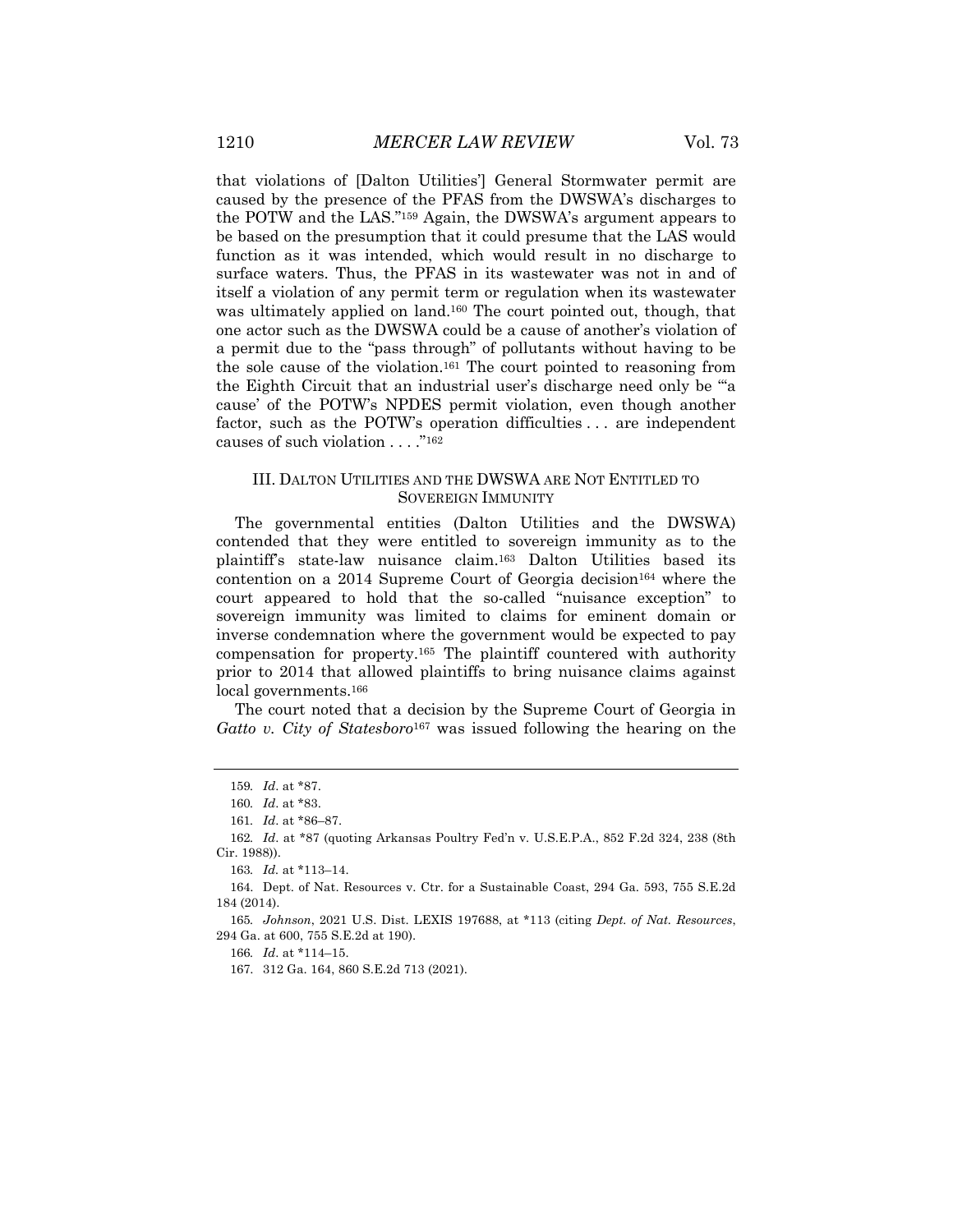that violations of [Dalton Utilities'] General Stormwater permit are caused by the presence of the PFAS from the DWSWA's discharges to the POTW and the LAS."[159] Again, the DWSWA's argument appears to be based on the presumption that it could presume that the LAS would function as it was intended, which would result in no discharge to surface waters. Thus, the PFAS in its wastewater was not in and of itself a violation of any permit term or regulation when its wastewater was ultimately applied on land.[160] The court pointed out, though, that one actor such as the DWSWA could be a cause of another's violation of a permit due to the "pass through" of pollutants without having to be the sole cause of the violation.[161] The court pointed to reasoning from the Eighth Circuit that an industrial user's discharge need only be "'a cause' of the POTW's NPDES permit violation, even though another factor, such as the POTW's operation difficulties . . . are independent causes of such violation . . . ."[162]

## III. DALTON UTILITIES AND THE DWSWA ARE NOT ENTITLED TO SOVEREIGN IMMUNITY

The governmental entities (Dalton Utilities and the DWSWA) contended that they were entitled to sovereign immunity as to the plaintiff's state-law nuisance claim.[163] Dalton Utilities based its contention on a 2014 Supreme Court of Georgia decision[164] where the court appeared to hold that the so-called "nuisance exception" to sovereign immunity was limited to claims for eminent domain or inverse condemnation where the government would be expected to pay compensation for property.[165] The plaintiff countered with authority prior to 2014 that allowed plaintiffs to bring nuisance claims against local governments.[166]

The court noted that a decision by the Supreme Court of Georgia in *Gatto v. City of Statesboro*[167] was issued following the hearing on the

---

159. *Id.* at *87.

160. *Id.* at *83.

161. *Id.* at *86–87.

162. *Id.* at *87 (quoting Arkansas Poultry Fed'n v. U.S.E.P.A., 852 F.2d 324, 238 (8th Cir. 1988)).

163. *Id.* at *113–14.

164. Dept. of Nat. Resources v. Ctr. for a Sustainable Coast, 294 Ga. 593, 755 S.E.2d 184 (2014).

165. *Johnson*, 2021 U.S. Dist. LEXIS 197688, at *113 (citing *Dept. of Nat. Resources*, 294 Ga. at 600, 755 S.E.2d at 190).

166. *Id.* at *114–15.

167. 312 Ga. 164, 860 S.E.2d 713 (2021).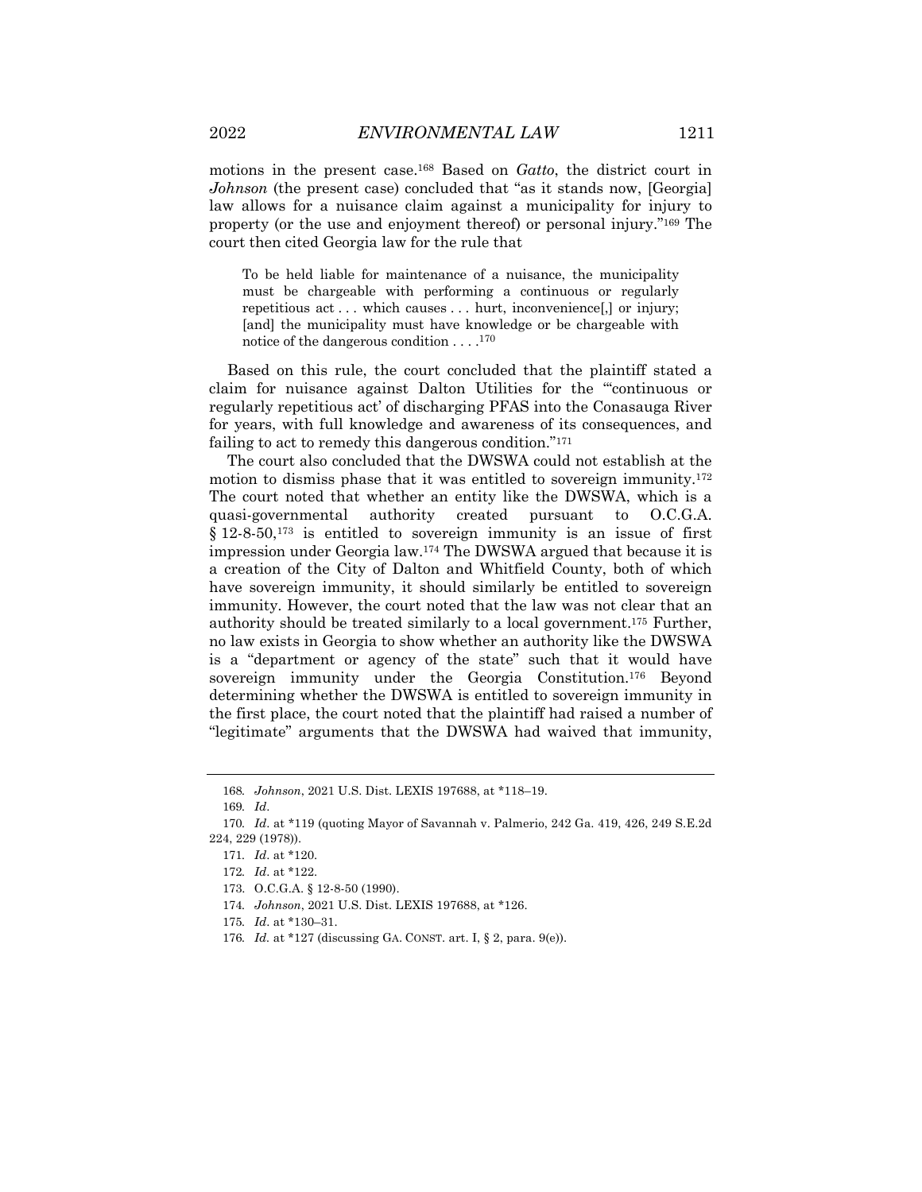motions in the present case.[168] Based on *Gatto*, the district court in *Johnson* (the present case) concluded that "as it stands now, [Georgia] law allows for a nuisance claim against a municipality for injury to property (or the use and enjoyment thereof) or personal injury."[169] The court then cited Georgia law for the rule that

> To be held liable for maintenance of a nuisance, the municipality must be chargeable with performing a continuous or regularly repetitious act . . . which causes . . . hurt, inconvenience[,] or injury; [and] the municipality must have knowledge or be chargeable with notice of the dangerous condition . . . .[170]

Based on this rule, the court concluded that the plaintiff stated a claim for nuisance against Dalton Utilities for the "'continuous or regularly repetitious act' of discharging PFAS into the Conasauga River for years, with full knowledge and awareness of its consequences, and failing to act to remedy this dangerous condition."[171]

The court also concluded that the DWSWA could not establish at the motion to dismiss phase that it was entitled to sovereign immunity.[172] The court noted that whether an entity like the DWSWA, which is a quasi-governmental authority created pursuant to O.C.G.A. § 12-8-50,[173] is entitled to sovereign immunity is an issue of first impression under Georgia law.[174] The DWSWA argued that because it is a creation of the City of Dalton and Whitfield County, both of which have sovereign immunity, it should similarly be entitled to sovereign immunity. However, the court noted that the law was not clear that an authority should be treated similarly to a local government.[175] Further, no law exists in Georgia to show whether an authority like the DWSWA is a "department or agency of the state" such that it would have sovereign immunity under the Georgia Constitution.[176] Beyond determining whether the DWSWA is entitled to sovereign immunity in the first place, the court noted that the plaintiff had raised a number of "legitimate" arguments that the DWSWA had waived that immunity,

---

168. *Johnson*, 2021 U.S. Dist. LEXIS 197688, at *118–19.

169. *Id*.

170. *Id*. at *119 (quoting Mayor of Savannah v. Palmerio, 242 Ga. 419, 426, 249 S.E.2d 224, 229 (1978)).

171. *Id*. at *120.

172. *Id*. at *122.

173. O.C.G.A. § 12-8-50 (1990).

174. *Johnson*, 2021 U.S. Dist. LEXIS 197688, at *126.

175. *Id*. at *130–31.

176. *Id.* at *127 (discussing GA. CONST. art. I, § 2, para. 9(e)).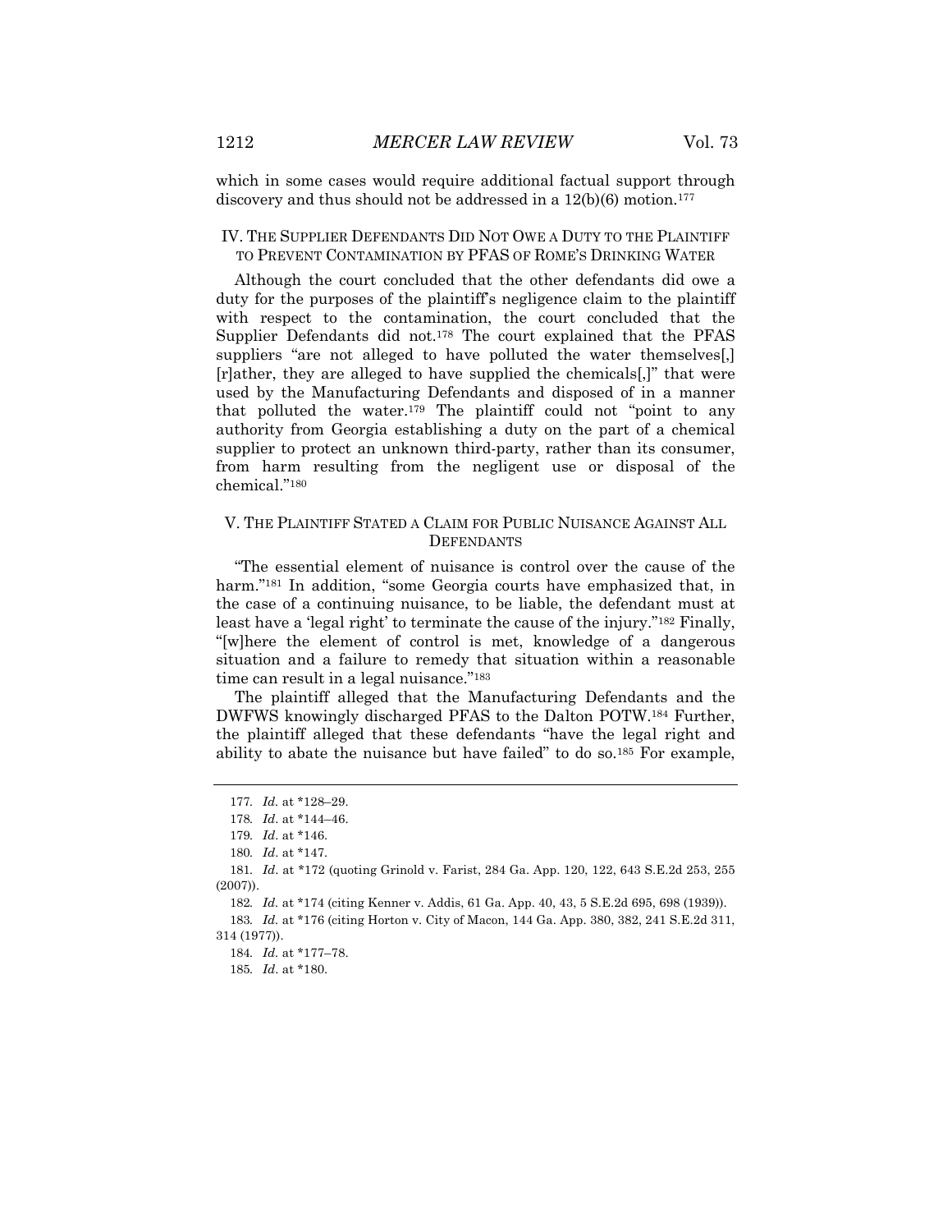which in some cases would require additional factual support through discovery and thus should not be addressed in a 12(b)(6) motion.[177]

## IV. THE SUPPLIER DEFENDANTS DID NOT OWE A DUTY TO THE PLAINTIFF TO PREVENT CONTAMINATION BY PFAS OF ROME'S DRINKING WATER

Although the court concluded that the other defendants did owe a duty for the purposes of the plaintiff's negligence claim to the plaintiff with respect to the contamination, the court concluded that the Supplier Defendants did not.[178] The court explained that the PFAS suppliers "are not alleged to have polluted the water themselves[,] [r]ather, they are alleged to have supplied the chemicals[,]" that were used by the Manufacturing Defendants and disposed of in a manner that polluted the water.[179] The plaintiff could not "point to any authority from Georgia establishing a duty on the part of a chemical supplier to protect an unknown third-party, rather than its consumer, from harm resulting from the negligent use or disposal of the chemical."[180]

## V. THE PLAINTIFF STATED A CLAIM FOR PUBLIC NUISANCE AGAINST ALL DEFENDANTS

"The essential element of nuisance is control over the cause of the harm."[181] In addition, "some Georgia courts have emphasized that, in the case of a continuing nuisance, to be liable, the defendant must at least have a 'legal right' to terminate the cause of the injury."[182] Finally, "[w]here the element of control is met, knowledge of a dangerous situation and a failure to remedy that situation within a reasonable time can result in a legal nuisance."[183]

The plaintiff alleged that the Manufacturing Defendants and the DWFWS knowingly discharged PFAS to the Dalton POTW.[184] Further, the plaintiff alleged that these defendants "have the legal right and ability to abate the nuisance but have failed" to do so.[185] For example,

---

177. *Id.* at *128–29.

178. *Id*. at *144–46.

179. *Id*. at *146.

180. *Id*. at *147.

181. *Id*. at *172 (quoting Grinold v. Farist, 284 Ga. App. 120, 122, 643 S.E.2d 253, 255 (2007)).

182. *Id.* at *174 (citing Kenner v. Addis, 61 Ga. App. 40, 43, 5 S.E.2d 695, 698 (1939)).

183. *Id.* at *176 (citing Horton v. City of Macon, 144 Ga. App. 380, 382, 241 S.E.2d 311, 314 (1977)).

184. *Id.* at *177–78.

185. *Id*. at *180.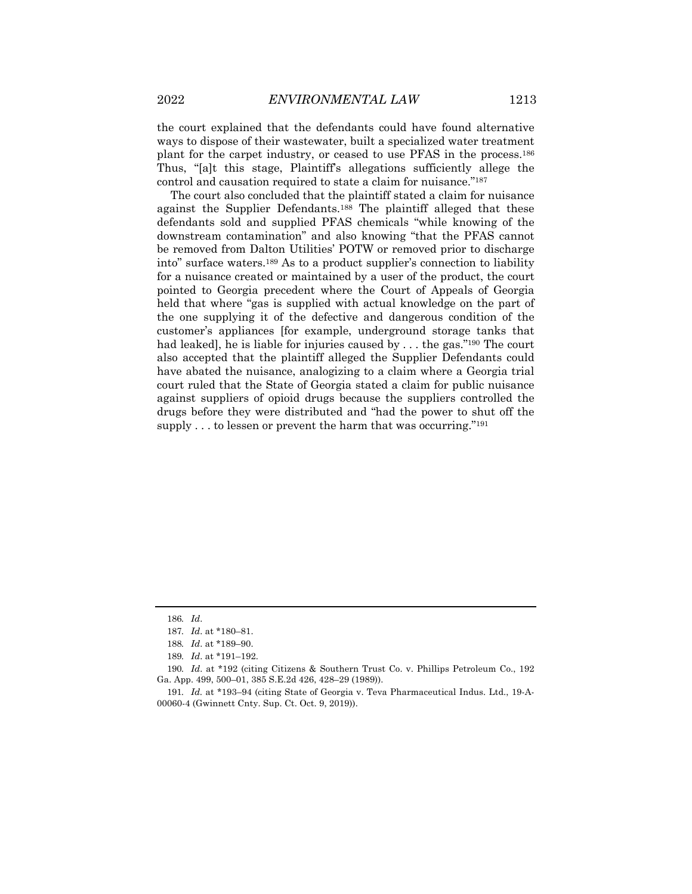the court explained that the defendants could have found alternative ways to dispose of their wastewater, built a specialized water treatment plant for the carpet industry, or ceased to use PFAS in the process.[186] Thus, "[a]t this stage, Plaintiff's allegations sufficiently allege the control and causation required to state a claim for nuisance."[187]

The court also concluded that the plaintiff stated a claim for nuisance against the Supplier Defendants.[188] The plaintiff alleged that these defendants sold and supplied PFAS chemicals "while knowing of the downstream contamination" and also knowing "that the PFAS cannot be removed from Dalton Utilities' POTW or removed prior to discharge into" surface waters.[189] As to a product supplier's connection to liability for a nuisance created or maintained by a user of the product, the court pointed to Georgia precedent where the Court of Appeals of Georgia held that where "gas is supplied with actual knowledge on the part of the one supplying it of the defective and dangerous condition of the customer's appliances [for example, underground storage tanks that had leaked], he is liable for injuries caused by . . . the gas."[190] The court also accepted that the plaintiff alleged the Supplier Defendants could have abated the nuisance, analogizing to a claim where a Georgia trial court ruled that the State of Georgia stated a claim for public nuisance against suppliers of opioid drugs because the suppliers controlled the drugs before they were distributed and "had the power to shut off the supply . . . to lessen or prevent the harm that was occurring."[191]

---

186. *Id.*

187. *Id.* at *180–81.

188. *Id.* at *189–90.

189. *Id.* at *191–192.

190. *Id.* at *192 (citing Citizens & Southern Trust Co. v. Phillips Petroleum Co., 192 Ga. App. 499, 500–01, 385 S.E.2d 426, 428–29 (1989)).

191. *Id.* at *193–94 (citing State of Georgia v. Teva Pharmaceutical Indus. Ltd., 19-A-00060-4 (Gwinnett Cnty. Sup. Ct. Oct. 9, 2019)).